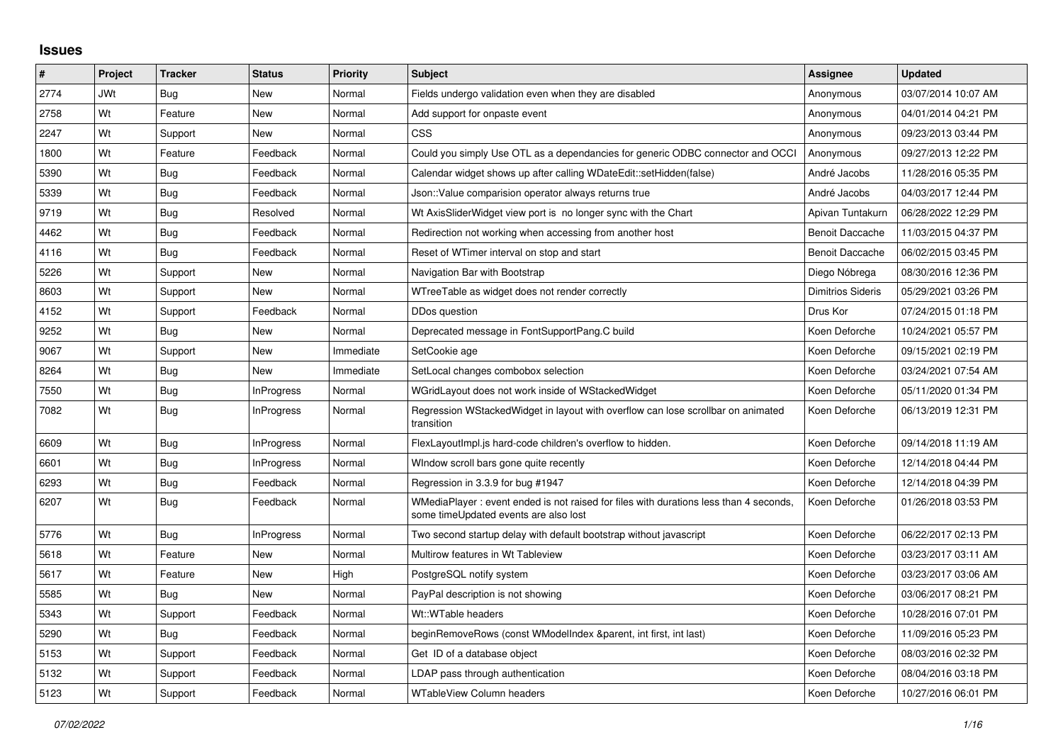## Issues

| # | Project | Tracker | Status | Priority | Subject | Assignee | Updated |
|---|---|---|---|---|---|---|---|
| 2774 | JWt | Bug | New | Normal | Fields undergo validation even when they are disabled | Anonymous | 03/07/2014 10:07 AM |
| 2758 | Wt | Feature | New | Normal | Add support for onpaste event | Anonymous | 04/01/2014 04:21 PM |
| 2247 | Wt | Support | New | Normal | CSS | Anonymous | 09/23/2013 03:44 PM |
| 1800 | Wt | Feature | Feedback | Normal | Could you simply Use OTL as a dependancies for generic ODBC connector and OCCI | Anonymous | 09/27/2013 12:22 PM |
| 5390 | Wt | Bug | Feedback | Normal | Calendar widget shows up after calling WDateEdit::setHidden(false) | André Jacobs | 11/28/2016 05:35 PM |
| 5339 | Wt | Bug | Feedback | Normal | Json::Value comparision operator always returns true | André Jacobs | 04/03/2017 12:44 PM |
| 9719 | Wt | Bug | Resolved | Normal | Wt AxisSliderWidget view port is no longer sync with the Chart | Apivan Tuntakurn | 06/28/2022 12:29 PM |
| 4462 | Wt | Bug | Feedback | Normal | Redirection not working when accessing from another host | Benoit Daccache | 11/03/2015 04:37 PM |
| 4116 | Wt | Bug | Feedback | Normal | Reset of WTimer interval on stop and start | Benoit Daccache | 06/02/2015 03:45 PM |
| 5226 | Wt | Support | New | Normal | Navigation Bar with Bootstrap | Diego Nóbrega | 08/30/2016 12:36 PM |
| 8603 | Wt | Support | New | Normal | WTreeTable as widget does not render correctly | Dimitrios Sideris | 05/29/2021 03:26 PM |
| 4152 | Wt | Support | Feedback | Normal | DDos question | Drus Kor | 07/24/2015 01:18 PM |
| 9252 | Wt | Bug | New | Normal | Deprecated message in FontSupportPang.C build | Koen Deforche | 10/24/2021 05:57 PM |
| 9067 | Wt | Support | New | Immediate | SetCookie age | Koen Deforche | 09/15/2021 02:19 PM |
| 8264 | Wt | Bug | New | Immediate | SetLocal changes combobox selection | Koen Deforche | 03/24/2021 07:54 AM |
| 7550 | Wt | Bug | InProgress | Normal | WGridLayout does not work inside of WStackedWidget | Koen Deforche | 05/11/2020 01:34 PM |
| 7082 | Wt | Bug | InProgress | Normal | Regression WStackedWidget in layout with overflow can lose scrollbar on animated transition | Koen Deforche | 06/13/2019 12:31 PM |
| 6609 | Wt | Bug | InProgress | Normal | FlexLayoutImpl.js hard-code children's overflow to hidden. | Koen Deforche | 09/14/2018 11:19 AM |
| 6601 | Wt | Bug | InProgress | Normal | WIndow scroll bars gone quite recently | Koen Deforche | 12/14/2018 04:44 PM |
| 6293 | Wt | Bug | Feedback | Normal | Regression in 3.3.9 for bug #1947 | Koen Deforche | 12/14/2018 04:39 PM |
| 6207 | Wt | Bug | Feedback | Normal | WMediaPlayer : event ended is not raised for files with durations less than 4 seconds, some timeUpdated events are also lost | Koen Deforche | 01/26/2018 03:53 PM |
| 5776 | Wt | Bug | InProgress | Normal | Two second startup delay with default bootstrap without javascript | Koen Deforche | 06/22/2017 02:13 PM |
| 5618 | Wt | Feature | New | Normal | Multirow features in Wt Tableview | Koen Deforche | 03/23/2017 03:11 AM |
| 5617 | Wt | Feature | New | High | PostgreSQL notify system | Koen Deforche | 03/23/2017 03:06 AM |
| 5585 | Wt | Bug | New | Normal | PayPal description is not showing | Koen Deforche | 03/06/2017 08:21 PM |
| 5343 | Wt | Support | Feedback | Normal | Wt::WTable headers | Koen Deforche | 10/28/2016 07:01 PM |
| 5290 | Wt | Bug | Feedback | Normal | beginRemoveRows (const WModelIndex &parent, int first, int last) | Koen Deforche | 11/09/2016 05:23 PM |
| 5153 | Wt | Support | Feedback | Normal | Get ID of a database object | Koen Deforche | 08/03/2016 02:32 PM |
| 5132 | Wt | Support | Feedback | Normal | LDAP pass through authentication | Koen Deforche | 08/04/2016 03:18 PM |
| 5123 | Wt | Support | Feedback | Normal | WTableView Column headers | Koen Deforche | 10/27/2016 06:01 PM |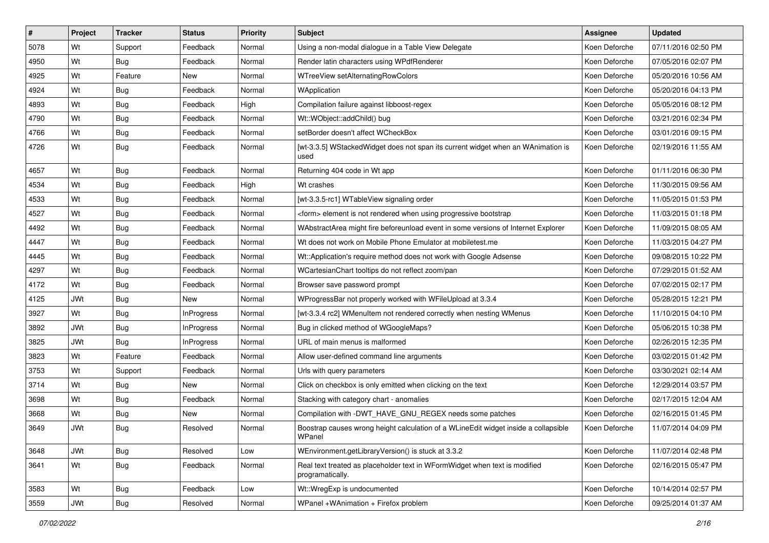| # | Project | Tracker | Status | Priority | Subject | Assignee | Updated |
|---|---|---|---|---|---|---|---|
| 5078 | Wt | Support | Feedback | Normal | Using a non-modal dialogue in a Table View Delegate | Koen Deforche | 07/11/2016 02:50 PM |
| 4950 | Wt | Bug | Feedback | Normal | Render latin characters using WPdfRenderer | Koen Deforche | 07/05/2016 02:07 PM |
| 4925 | Wt | Feature | New | Normal | WTreeView setAlternatingRowColors | Koen Deforche | 05/20/2016 10:56 AM |
| 4924 | Wt | Bug | Feedback | Normal | WApplication | Koen Deforche | 05/20/2016 04:13 PM |
| 4893 | Wt | Bug | Feedback | High | Compilation failure against libboost-regex | Koen Deforche | 05/05/2016 08:12 PM |
| 4790 | Wt | Bug | Feedback | Normal | Wt::WObject::addChild() bug | Koen Deforche | 03/21/2016 02:34 PM |
| 4766 | Wt | Bug | Feedback | Normal | setBorder doesn't affect WCheckBox | Koen Deforche | 03/01/2016 09:15 PM |
| 4726 | Wt | Bug | Feedback | Normal | [wt-3.3.5] WStackedWidget does not span its current widget when an WAnimation is used | Koen Deforche | 02/19/2016 11:55 AM |
| 4657 | Wt | Bug | Feedback | Normal | Returning 404 code in Wt app | Koen Deforche | 01/11/2016 06:30 PM |
| 4534 | Wt | Bug | Feedback | High | Wt crashes | Koen Deforche | 11/30/2015 09:56 AM |
| 4533 | Wt | Bug | Feedback | Normal | [wt-3.3.5-rc1] WTableView signaling order | Koen Deforche | 11/05/2015 01:53 PM |
| 4527 | Wt | Bug | Feedback | Normal | <form> element is not rendered when using progressive bootstrap | Koen Deforche | 11/03/2015 01:18 PM |
| 4492 | Wt | Bug | Feedback | Normal | WAbstractArea might fire beforeunload event in some versions of Internet Explorer | Koen Deforche | 11/09/2015 08:05 AM |
| 4447 | Wt | Bug | Feedback | Normal | Wt does not work on Mobile Phone Emulator at mobiletest.me | Koen Deforche | 11/03/2015 04:27 PM |
| 4445 | Wt | Bug | Feedback | Normal | Wt::Application's require method does not work with Google Adsense | Koen Deforche | 09/08/2015 10:22 PM |
| 4297 | Wt | Bug | Feedback | Normal | WCartesianChart tooltips do not reflect zoom/pan | Koen Deforche | 07/29/2015 01:52 AM |
| 4172 | Wt | Bug | Feedback | Normal | Browser save password prompt | Koen Deforche | 07/02/2015 02:17 PM |
| 4125 | JWt | Bug | New | Normal | WProgressBar not properly worked with WFileUpload at 3.3.4 | Koen Deforche | 05/28/2015 12:21 PM |
| 3927 | Wt | Bug | InProgress | Normal | [wt-3.3.4 rc2] WMenuItem not rendered correctly when nesting WMenus | Koen Deforche | 11/10/2015 04:10 PM |
| 3892 | JWt | Bug | InProgress | Normal | Bug in clicked method of WGoogleMaps? | Koen Deforche | 05/06/2015 10:38 PM |
| 3825 | JWt | Bug | InProgress | Normal | URL of main menus is malformed | Koen Deforche | 02/26/2015 12:35 PM |
| 3823 | Wt | Feature | Feedback | Normal | Allow user-defined command line arguments | Koen Deforche | 03/02/2015 01:42 PM |
| 3753 | Wt | Support | Feedback | Normal | Urls with query parameters | Koen Deforche | 03/30/2021 02:14 AM |
| 3714 | Wt | Bug | New | Normal | Click on checkbox is only emitted when clicking on the text | Koen Deforche | 12/29/2014 03:57 PM |
| 3698 | Wt | Bug | Feedback | Normal | Stacking with category chart - anomalies | Koen Deforche | 02/17/2015 12:04 AM |
| 3668 | Wt | Bug | New | Normal | Compilation with -DWT_HAVE_GNU_REGEX needs some patches | Koen Deforche | 02/16/2015 01:45 PM |
| 3649 | JWt | Bug | Resolved | Normal | Boostrap causes wrong height calculation of a WLineEdit widget inside a collapsible WPanel | Koen Deforche | 11/07/2014 04:09 PM |
| 3648 | JWt | Bug | Resolved | Low | WEnvironment.getLibraryVersion() is stuck at 3.3.2 | Koen Deforche | 11/07/2014 02:48 PM |
| 3641 | Wt | Bug | Feedback | Normal | Real text treated as placeholder text in WFormWidget when text is modified programatically. | Koen Deforche | 02/16/2015 05:47 PM |
| 3583 | Wt | Bug | Feedback | Low | Wt::WregExp is undocumented | Koen Deforche | 10/14/2014 02:57 PM |
| 3559 | JWt | Bug | Resolved | Normal | WPanel +WAnimation + Firefox problem | Koen Deforche | 09/25/2014 01:37 AM |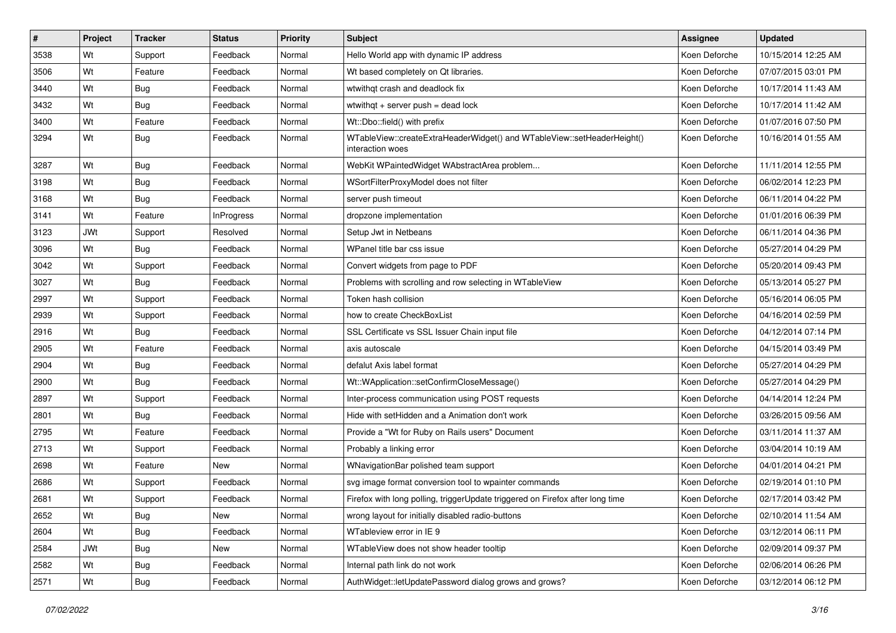| # | Project | Tracker | Status | Priority | Subject | Assignee | Updated |
|---|---|---|---|---|---|---|---|
| 3538 | Wt | Support | Feedback | Normal | Hello World app with dynamic IP address | Koen Deforche | 10/15/2014 12:25 AM |
| 3506 | Wt | Feature | Feedback | Normal | Wt based completely on Qt libraries. | Koen Deforche | 07/07/2015 03:01 PM |
| 3440 | Wt | Bug | Feedback | Normal | wtwithqt crash and deadlock fix | Koen Deforche | 10/17/2014 11:43 AM |
| 3432 | Wt | Bug | Feedback | Normal | wtwithqt + server push = dead lock | Koen Deforche | 10/17/2014 11:42 AM |
| 3400 | Wt | Feature | Feedback | Normal | Wt::Dbo::field() with prefix | Koen Deforche | 01/07/2016 07:50 PM |
| 3294 | Wt | Bug | Feedback | Normal | WTableView::createExtraHeaderWidget() and WTableView::setHeaderHeight() interaction woes | Koen Deforche | 10/16/2014 01:55 AM |
| 3287 | Wt | Bug | Feedback | Normal | WebKit WPaintedWidget WAbstractArea problem... | Koen Deforche | 11/11/2014 12:55 PM |
| 3198 | Wt | Bug | Feedback | Normal | WSortFilterProxyModel does not filter | Koen Deforche | 06/02/2014 12:23 PM |
| 3168 | Wt | Bug | Feedback | Normal | server push timeout | Koen Deforche | 06/11/2014 04:22 PM |
| 3141 | Wt | Feature | InProgress | Normal | dropzone implementation | Koen Deforche | 01/01/2016 06:39 PM |
| 3123 | JWt | Support | Resolved | Normal | Setup Jwt in Netbeans | Koen Deforche | 06/11/2014 04:36 PM |
| 3096 | Wt | Bug | Feedback | Normal | WPanel title bar css issue | Koen Deforche | 05/27/2014 04:29 PM |
| 3042 | Wt | Support | Feedback | Normal | Convert widgets from page to PDF | Koen Deforche | 05/20/2014 09:43 PM |
| 3027 | Wt | Bug | Feedback | Normal | Problems with scrolling and row selecting in WTableView | Koen Deforche | 05/13/2014 05:27 PM |
| 2997 | Wt | Support | Feedback | Normal | Token hash collision | Koen Deforche | 05/16/2014 06:05 PM |
| 2939 | Wt | Support | Feedback | Normal | how to create CheckBoxList | Koen Deforche | 04/16/2014 02:59 PM |
| 2916 | Wt | Bug | Feedback | Normal | SSL Certificate vs SSL Issuer Chain input file | Koen Deforche | 04/12/2014 07:14 PM |
| 2905 | Wt | Feature | Feedback | Normal | axis autoscale | Koen Deforche | 04/15/2014 03:49 PM |
| 2904 | Wt | Bug | Feedback | Normal | defalut Axis label format | Koen Deforche | 05/27/2014 04:29 PM |
| 2900 | Wt | Bug | Feedback | Normal | Wt::WApplication::setConfirmCloseMessage() | Koen Deforche | 05/27/2014 04:29 PM |
| 2897 | Wt | Support | Feedback | Normal | Inter-process communication using POST requests | Koen Deforche | 04/14/2014 12:24 PM |
| 2801 | Wt | Bug | Feedback | Normal | Hide with setHidden and a Animation don't work | Koen Deforche | 03/26/2015 09:56 AM |
| 2795 | Wt | Feature | Feedback | Normal | Provide a "Wt for Ruby on Rails users" Document | Koen Deforche | 03/11/2014 11:37 AM |
| 2713 | Wt | Support | Feedback | Normal | Probably a linking error | Koen Deforche | 03/04/2014 10:19 AM |
| 2698 | Wt | Feature | New | Normal | WNavigationBar polished team support | Koen Deforche | 04/01/2014 04:21 PM |
| 2686 | Wt | Support | Feedback | Normal | svg image format conversion tool to wpainter commands | Koen Deforche | 02/19/2014 01:10 PM |
| 2681 | Wt | Support | Feedback | Normal | Firefox with long polling, triggerUpdate triggered on Firefox after long time | Koen Deforche | 02/17/2014 03:42 PM |
| 2652 | Wt | Bug | New | Normal | wrong layout for initially disabled radio-buttons | Koen Deforche | 02/10/2014 11:54 AM |
| 2604 | Wt | Bug | Feedback | Normal | WTableview error in IE 9 | Koen Deforche | 03/12/2014 06:11 PM |
| 2584 | JWt | Bug | New | Normal | WTableView does not show header tooltip | Koen Deforche | 02/09/2014 09:37 PM |
| 2582 | Wt | Bug | Feedback | Normal | Internal path link do not work | Koen Deforche | 02/06/2014 06:26 PM |
| 2571 | Wt | Bug | Feedback | Normal | AuthWidget::letUpdatePassword dialog grows and grows? | Koen Deforche | 03/12/2014 06:12 PM |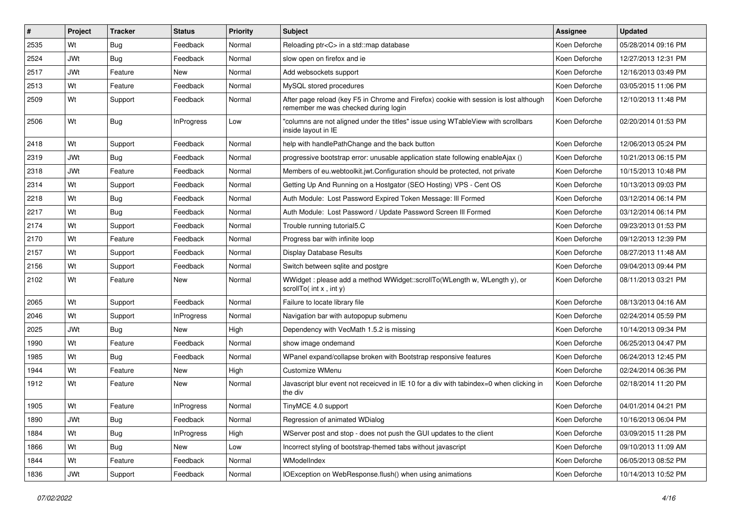| # | Project | Tracker | Status | Priority | Subject | Assignee | Updated |
|---|---|---|---|---|---|---|---|
| 2535 | Wt | Bug | Feedback | Normal | Reloading ptr<C> in a std::map database | Koen Deforche | 05/28/2014 09:16 PM |
| 2524 | JWt | Bug | Feedback | Normal | slow open on firefox and ie | Koen Deforche | 12/27/2013 12:31 PM |
| 2517 | JWt | Feature | New | Normal | Add websockets support | Koen Deforche | 12/16/2013 03:49 PM |
| 2513 | Wt | Feature | Feedback | Normal | MySQL stored procedures | Koen Deforche | 03/05/2015 11:06 PM |
| 2509 | Wt | Support | Feedback | Normal | After page reload (key F5 in Chrome and Firefox) cookie with session is lost although remember me was checked during login | Koen Deforche | 12/10/2013 11:48 PM |
| 2506 | Wt | Bug | InProgress | Low | "columns are not aligned under the titles" issue using WTableView with scrollbars inside layout in IE | Koen Deforche | 02/20/2014 01:53 PM |
| 2418 | Wt | Support | Feedback | Normal | help with handlePathChange and the back button | Koen Deforche | 12/06/2013 05:24 PM |
| 2319 | JWt | Bug | Feedback | Normal | progressive bootstrap error: unusable application state following enableAjax () | Koen Deforche | 10/21/2013 06:15 PM |
| 2318 | JWt | Feature | Feedback | Normal | Members of eu.webtoolkit.jwt.Configuration should be protected, not private | Koen Deforche | 10/15/2013 10:48 PM |
| 2314 | Wt | Support | Feedback | Normal | Getting Up And Running on a Hostgator (SEO Hosting) VPS - Cent OS | Koen Deforche | 10/13/2013 09:03 PM |
| 2218 | Wt | Bug | Feedback | Normal | Auth Module: Lost Password Expired Token Message: Ill Formed | Koen Deforche | 03/12/2014 06:14 PM |
| 2217 | Wt | Bug | Feedback | Normal | Auth Module: Lost Password / Update Password Screen Ill Formed | Koen Deforche | 03/12/2014 06:14 PM |
| 2174 | Wt | Support | Feedback | Normal | Trouble running tutorial5.C | Koen Deforche | 09/23/2013 01:53 PM |
| 2170 | Wt | Feature | Feedback | Normal | Progress bar with infinite loop | Koen Deforche | 09/12/2013 12:39 PM |
| 2157 | Wt | Support | Feedback | Normal | Display Database Results | Koen Deforche | 08/27/2013 11:48 AM |
| 2156 | Wt | Support | Feedback | Normal | Switch between sqlite and postgre | Koen Deforche | 09/04/2013 09:44 PM |
| 2102 | Wt | Feature | New | Normal | WWidget : please add a method WWidget::scrollTo(WLength w, WLength y), or scrollTo( int x , int y) | Koen Deforche | 08/11/2013 03:21 PM |
| 2065 | Wt | Support | Feedback | Normal | Failure to locate library file | Koen Deforche | 08/13/2013 04:16 AM |
| 2046 | Wt | Support | InProgress | Normal | Navigation bar with autopopup submenu | Koen Deforche | 02/24/2014 05:59 PM |
| 2025 | JWt | Bug | New | High | Dependency with VecMath 1.5.2 is missing | Koen Deforche | 10/14/2013 09:34 PM |
| 1990 | Wt | Feature | Feedback | Normal | show image ondemand | Koen Deforche | 06/25/2013 04:47 PM |
| 1985 | Wt | Bug | Feedback | Normal | WPanel expand/collapse broken with Bootstrap responsive features | Koen Deforche | 06/24/2013 12:45 PM |
| 1944 | Wt | Feature | New | High | Customize WMenu | Koen Deforche | 02/24/2014 06:36 PM |
| 1912 | Wt | Feature | New | Normal | Javascript blur event not receicved in IE 10 for a div with tabindex=0 when clicking in the div | Koen Deforche | 02/18/2014 11:20 PM |
| 1905 | Wt | Feature | InProgress | Normal | TinyMCE 4.0 support | Koen Deforche | 04/01/2014 04:21 PM |
| 1890 | JWt | Bug | Feedback | Normal | Regression of animated WDialog | Koen Deforche | 10/16/2013 06:04 PM |
| 1884 | Wt | Bug | InProgress | High | WServer post and stop - does not push the GUI updates to the client | Koen Deforche | 03/09/2015 11:28 PM |
| 1866 | Wt | Bug | New | Low | Incorrect styling of bootstrap-themed tabs without javascript | Koen Deforche | 09/10/2013 11:09 AM |
| 1844 | Wt | Feature | Feedback | Normal | WModelIndex | Koen Deforche | 06/05/2013 08:52 PM |
| 1836 | JWt | Support | Feedback | Normal | IOException on WebResponse.flush() when using animations | Koen Deforche | 10/14/2013 10:52 PM |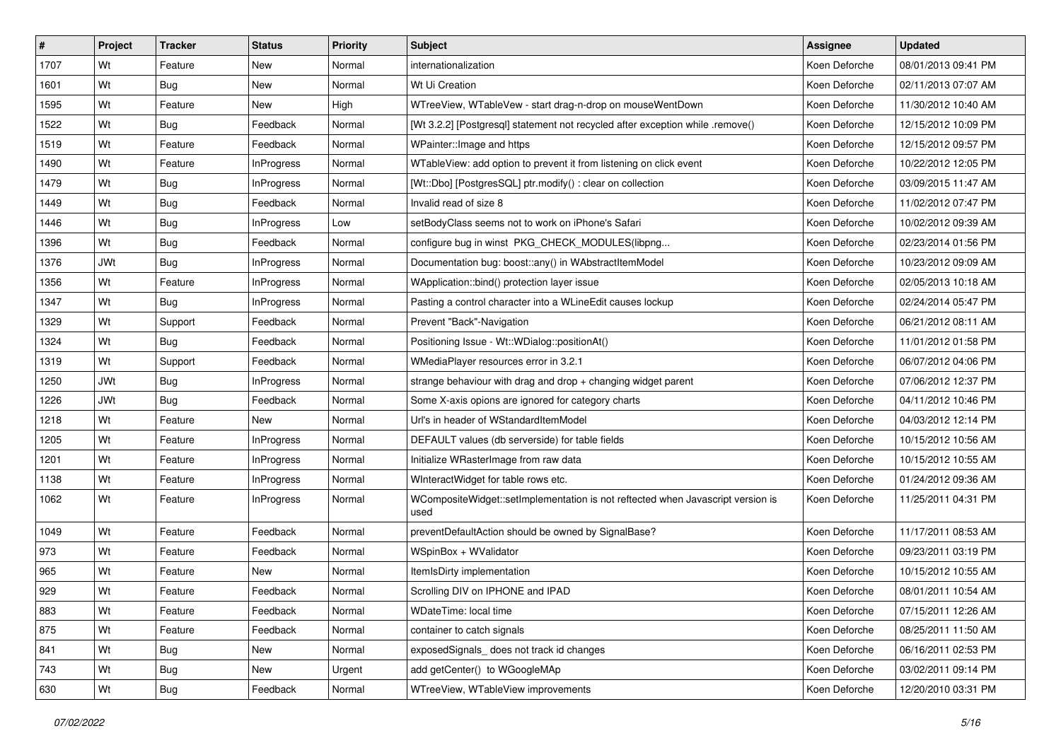| # | Project | Tracker | Status | Priority | Subject | Assignee | Updated |
|---|---|---|---|---|---|---|---|
| 1707 | Wt | Feature | New | Normal | internationalization | Koen Deforche | 08/01/2013 09:41 PM |
| 1601 | Wt | Bug | New | Normal | Wt Ui Creation | Koen Deforche | 02/11/2013 07:07 AM |
| 1595 | Wt | Feature | New | High | WTreeView, WTableVew - start drag-n-drop on mouseWentDown | Koen Deforche | 11/30/2012 10:40 AM |
| 1522 | Wt | Bug | Feedback | Normal | [Wt 3.2.2] [Postgresql] statement not recycled after exception while .remove() | Koen Deforche | 12/15/2012 10:09 PM |
| 1519 | Wt | Feature | Feedback | Normal | WPainter::Image and https | Koen Deforche | 12/15/2012 09:57 PM |
| 1490 | Wt | Feature | InProgress | Normal | WTableView: add option to prevent it from listening on click event | Koen Deforche | 10/22/2012 12:05 PM |
| 1479 | Wt | Bug | InProgress | Normal | [Wt::Dbo] [PostgresSQL] ptr.modify() : clear on collection | Koen Deforche | 03/09/2015 11:47 AM |
| 1449 | Wt | Bug | Feedback | Normal | Invalid read of size 8 | Koen Deforche | 11/02/2012 07:47 PM |
| 1446 | Wt | Bug | InProgress | Low | setBodyClass seems not to work on iPhone's Safari | Koen Deforche | 10/02/2012 09:39 AM |
| 1396 | Wt | Bug | Feedback | Normal | configure bug in winst PKG_CHECK_MODULES(libpng... | Koen Deforche | 02/23/2014 01:56 PM |
| 1376 | JWt | Bug | InProgress | Normal | Documentation bug: boost::any() in WAbstractItemModel | Koen Deforche | 10/23/2012 09:09 AM |
| 1356 | Wt | Feature | InProgress | Normal | WApplication::bind() protection layer issue | Koen Deforche | 02/05/2013 10:18 AM |
| 1347 | Wt | Bug | InProgress | Normal | Pasting a control character into a WLineEdit causes lockup | Koen Deforche | 02/24/2014 05:47 PM |
| 1329 | Wt | Support | Feedback | Normal | Prevent "Back"-Navigation | Koen Deforche | 06/21/2012 08:11 AM |
| 1324 | Wt | Bug | Feedback | Normal | Positioning Issue - Wt::WDialog::positionAt() | Koen Deforche | 11/01/2012 01:58 PM |
| 1319 | Wt | Support | Feedback | Normal | WMediaPlayer resources error in 3.2.1 | Koen Deforche | 06/07/2012 04:06 PM |
| 1250 | JWt | Bug | InProgress | Normal | strange behaviour with drag and drop + changing widget parent | Koen Deforche | 07/06/2012 12:37 PM |
| 1226 | JWt | Bug | Feedback | Normal | Some X-axis opions are ignored for category charts | Koen Deforche | 04/11/2012 10:46 PM |
| 1218 | Wt | Feature | New | Normal | Url's in header of WStandardItemModel | Koen Deforche | 04/03/2012 12:14 PM |
| 1205 | Wt | Feature | InProgress | Normal | DEFAULT values (db serverside) for table fields | Koen Deforche | 10/15/2012 10:56 AM |
| 1201 | Wt | Feature | InProgress | Normal | Initialize WRasterImage from raw data | Koen Deforche | 10/15/2012 10:55 AM |
| 1138 | Wt | Feature | InProgress | Normal | WInteractWidget for table rows etc. | Koen Deforche | 01/24/2012 09:36 AM |
| 1062 | Wt | Feature | InProgress | Normal | WCompositeWidget::setImplementation is not refected when Javascript version is used | Koen Deforche | 11/25/2011 04:31 PM |
| 1049 | Wt | Feature | Feedback | Normal | preventDefaultAction should be owned by SignalBase? | Koen Deforche | 11/17/2011 08:53 AM |
| 973 | Wt | Feature | Feedback | Normal | WSpinBox + WValidator | Koen Deforche | 09/23/2011 03:19 PM |
| 965 | Wt | Feature | New | Normal | ItemIsDirty implementation | Koen Deforche | 10/15/2012 10:55 AM |
| 929 | Wt | Feature | Feedback | Normal | Scrolling DIV on IPHONE and IPAD | Koen Deforche | 08/01/2011 10:54 AM |
| 883 | Wt | Feature | Feedback | Normal | WDateTime: local time | Koen Deforche | 07/15/2011 12:26 AM |
| 875 | Wt | Feature | Feedback | Normal | container to catch signals | Koen Deforche | 08/25/2011 11:50 AM |
| 841 | Wt | Bug | New | Normal | exposedSignals_ does not track id changes | Koen Deforche | 06/16/2011 02:53 PM |
| 743 | Wt | Bug | New | Urgent | add getCenter() to WGoogleMAp | Koen Deforche | 03/02/2011 09:14 PM |
| 630 | Wt | Bug | Feedback | Normal | WTreeView, WTableView improvements | Koen Deforche | 12/20/2010 03:31 PM |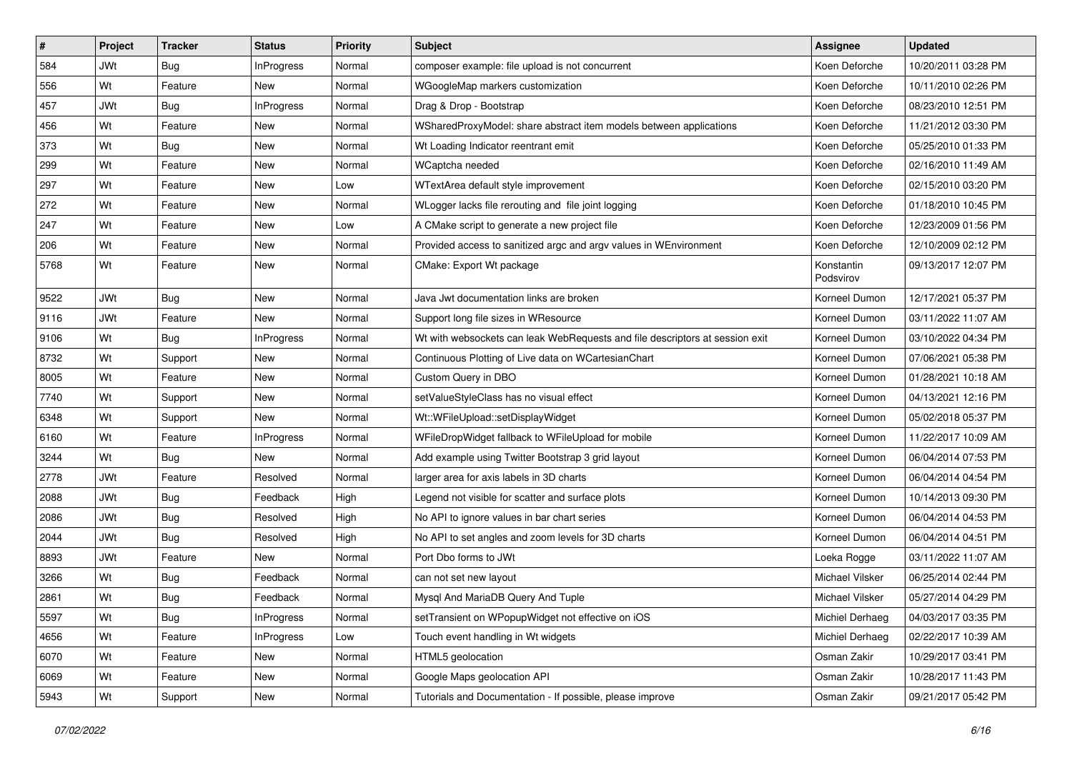| # | Project | Tracker | Status | Priority | Subject | Assignee | Updated |
|---|---|---|---|---|---|---|---|
| 584 | JWt | Bug | InProgress | Normal | composer example: file upload is not concurrent | Koen Deforche | 10/20/2011 03:28 PM |
| 556 | Wt | Feature | New | Normal | WGoogleMap markers customization | Koen Deforche | 10/11/2010 02:26 PM |
| 457 | JWt | Bug | InProgress | Normal | Drag & Drop - Bootstrap | Koen Deforche | 08/23/2010 12:51 PM |
| 456 | Wt | Feature | New | Normal | WSharedProxyModel: share abstract item models between applications | Koen Deforche | 11/21/2012 03:30 PM |
| 373 | Wt | Bug | New | Normal | Wt Loading Indicator reentrant emit | Koen Deforche | 05/25/2010 01:33 PM |
| 299 | Wt | Feature | New | Normal | WCaptcha needed | Koen Deforche | 02/16/2010 11:49 AM |
| 297 | Wt | Feature | New | Low | WTextArea default style improvement | Koen Deforche | 02/15/2010 03:20 PM |
| 272 | Wt | Feature | New | Normal | WLogger lacks file rerouting and file joint logging | Koen Deforche | 01/18/2010 10:45 PM |
| 247 | Wt | Feature | New | Low | A CMake script to generate a new project file | Koen Deforche | 12/23/2009 01:56 PM |
| 206 | Wt | Feature | New | Normal | Provided access to sanitized argc and argv values in WEnvironment | Koen Deforche | 12/10/2009 02:12 PM |
| 5768 | Wt | Feature | New | Normal | CMake: Export Wt package | Konstantin Podsvirov | 09/13/2017 12:07 PM |
| 9522 | JWt | Bug | New | Normal | Java Jwt documentation links are broken | Korneel Dumon | 12/17/2021 05:37 PM |
| 9116 | JWt | Feature | New | Normal | Support long file sizes in WResource | Korneel Dumon | 03/11/2022 11:07 AM |
| 9106 | Wt | Bug | InProgress | Normal | Wt with websockets can leak WebRequests and file descriptors at session exit | Korneel Dumon | 03/10/2022 04:34 PM |
| 8732 | Wt | Support | New | Normal | Continuous Plotting of Live data on WCartesianChart | Korneel Dumon | 07/06/2021 05:38 PM |
| 8005 | Wt | Feature | New | Normal | Custom Query in DBO | Korneel Dumon | 01/28/2021 10:18 AM |
| 7740 | Wt | Support | New | Normal | setValueStyleClass has no visual effect | Korneel Dumon | 04/13/2021 12:16 PM |
| 6348 | Wt | Support | New | Normal | Wt::WFileUpload::setDisplayWidget | Korneel Dumon | 05/02/2018 05:37 PM |
| 6160 | Wt | Feature | InProgress | Normal | WFileDropWidget fallback to WFileUpload for mobile | Korneel Dumon | 11/22/2017 10:09 AM |
| 3244 | Wt | Bug | New | Normal | Add example using Twitter Bootstrap 3 grid layout | Korneel Dumon | 06/04/2014 07:53 PM |
| 2778 | JWt | Feature | Resolved | Normal | larger area for axis labels in 3D charts | Korneel Dumon | 06/04/2014 04:54 PM |
| 2088 | JWt | Bug | Feedback | High | Legend not visible for scatter and surface plots | Korneel Dumon | 10/14/2013 09:30 PM |
| 2086 | JWt | Bug | Resolved | High | No API to ignore values in bar chart series | Korneel Dumon | 06/04/2014 04:53 PM |
| 2044 | JWt | Bug | Resolved | High | No API to set angles and zoom levels for 3D charts | Korneel Dumon | 06/04/2014 04:51 PM |
| 8893 | JWt | Feature | New | Normal | Port Dbo forms to JWt | Loeka Rogge | 03/11/2022 11:07 AM |
| 3266 | Wt | Bug | Feedback | Normal | can not set new layout | Michael Vilsker | 06/25/2014 02:44 PM |
| 2861 | Wt | Bug | Feedback | Normal | Mysql And MariaDB Query And Tuple | Michael Vilsker | 05/27/2014 04:29 PM |
| 5597 | Wt | Bug | InProgress | Normal | setTransient on WPopupWidget not effective on iOS | Michiel Derhaeg | 04/03/2017 03:35 PM |
| 4656 | Wt | Feature | InProgress | Low | Touch event handling in Wt widgets | Michiel Derhaeg | 02/22/2017 10:39 AM |
| 6070 | Wt | Feature | New | Normal | HTML5 geolocation | Osman Zakir | 10/29/2017 03:41 PM |
| 6069 | Wt | Feature | New | Normal | Google Maps geolocation API | Osman Zakir | 10/28/2017 11:43 PM |
| 5943 | Wt | Support | New | Normal | Tutorials and Documentation - If possible, please improve | Osman Zakir | 09/21/2017 05:42 PM |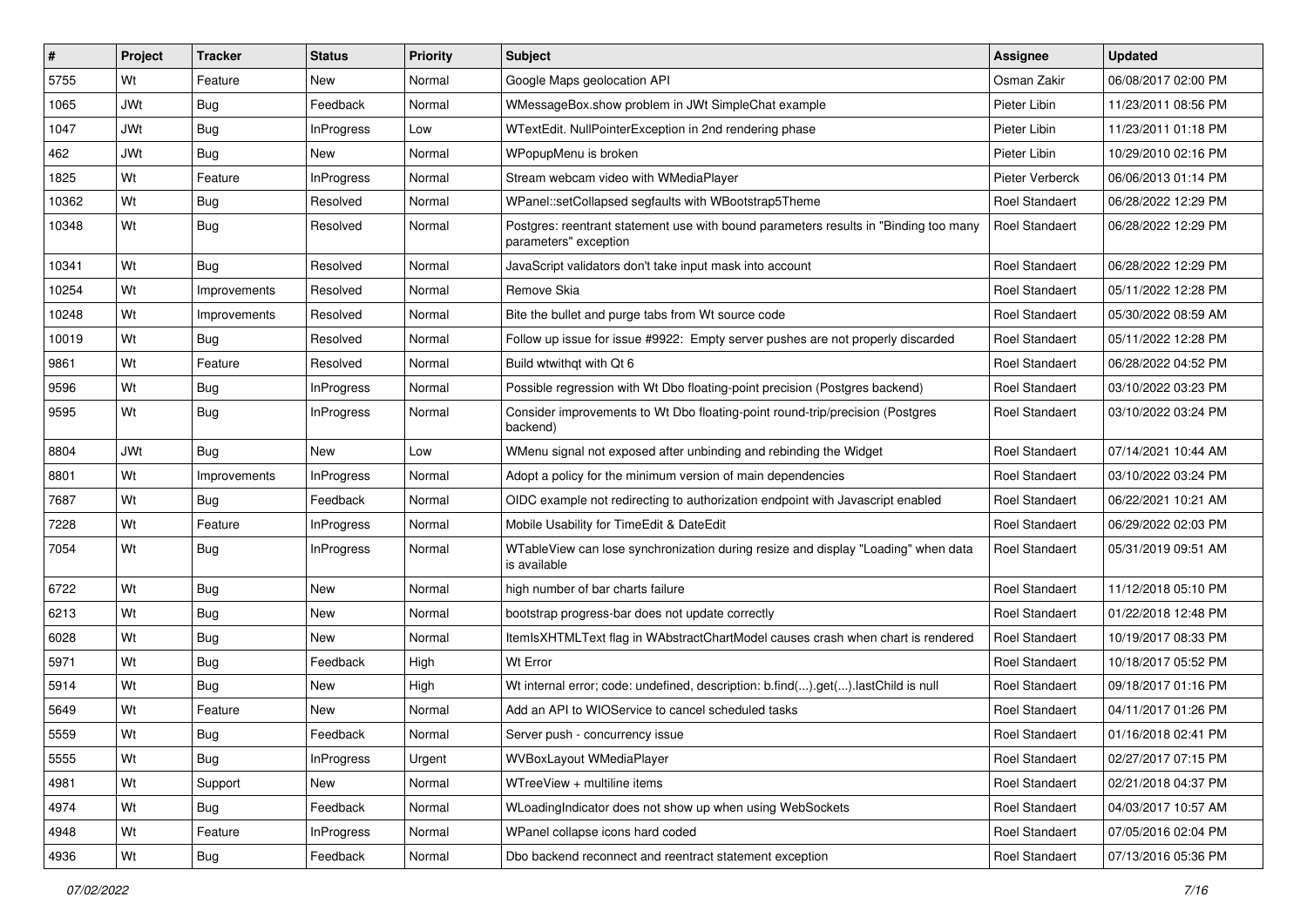| # | Project | Tracker | Status | Priority | Subject | Assignee | Updated |
|---|---|---|---|---|---|---|---|
| 5755 | Wt | Feature | New | Normal | Google Maps geolocation API | Osman Zakir | 06/08/2017 02:00 PM |
| 1065 | JWt | Bug | Feedback | Normal | WMessageBox.show problem in JWt SimpleChat example | Pieter Libin | 11/23/2011 08:56 PM |
| 1047 | JWt | Bug | InProgress | Low | WTextEdit. NullPointerException in 2nd rendering phase | Pieter Libin | 11/23/2011 01:18 PM |
| 462 | JWt | Bug | New | Normal | WPopupMenu is broken | Pieter Libin | 10/29/2010 02:16 PM |
| 1825 | Wt | Feature | InProgress | Normal | Stream webcam video with WMediaPlayer | Pieter Verberck | 06/06/2013 01:14 PM |
| 10362 | Wt | Bug | Resolved | Normal | WPanel::setCollapsed segfaults with WBootstrap5Theme | Roel Standaert | 06/28/2022 12:29 PM |
| 10348 | Wt | Bug | Resolved | Normal | Postgres: reentrant statement use with bound parameters results in "Binding too many parameters" exception | Roel Standaert | 06/28/2022 12:29 PM |
| 10341 | Wt | Bug | Resolved | Normal | JavaScript validators don't take input mask into account | Roel Standaert | 06/28/2022 12:29 PM |
| 10254 | Wt | Improvements | Resolved | Normal | Remove Skia | Roel Standaert | 05/11/2022 12:28 PM |
| 10248 | Wt | Improvements | Resolved | Normal | Bite the bullet and purge tabs from Wt source code | Roel Standaert | 05/30/2022 08:59 AM |
| 10019 | Wt | Bug | Resolved | Normal | Follow up issue for issue #9922: Empty server pushes are not properly discarded | Roel Standaert | 05/11/2022 12:28 PM |
| 9861 | Wt | Feature | Resolved | Normal | Build wtwithqt with Qt 6 | Roel Standaert | 06/28/2022 04:52 PM |
| 9596 | Wt | Bug | InProgress | Normal | Possible regression with Wt Dbo floating-point precision (Postgres backend) | Roel Standaert | 03/10/2022 03:23 PM |
| 9595 | Wt | Bug | InProgress | Normal | Consider improvements to Wt Dbo floating-point round-trip/precision (Postgres backend) | Roel Standaert | 03/10/2022 03:24 PM |
| 8804 | JWt | Bug | New | Low | WMenu signal not exposed after unbinding and rebinding the Widget | Roel Standaert | 07/14/2021 10:44 AM |
| 8801 | Wt | Improvements | InProgress | Normal | Adopt a policy for the minimum version of main dependencies | Roel Standaert | 03/10/2022 03:24 PM |
| 7687 | Wt | Bug | Feedback | Normal | OIDC example not redirecting to authorization endpoint with Javascript enabled | Roel Standaert | 06/22/2021 10:21 AM |
| 7228 | Wt | Feature | InProgress | Normal | Mobile Usability for TimeEdit & DateEdit | Roel Standaert | 06/29/2022 02:03 PM |
| 7054 | Wt | Bug | InProgress | Normal | WTableView can lose synchronization during resize and display "Loading" when data is available | Roel Standaert | 05/31/2019 09:51 AM |
| 6722 | Wt | Bug | New | Normal | high number of bar charts failure | Roel Standaert | 11/12/2018 05:10 PM |
| 6213 | Wt | Bug | New | Normal | bootstrap progress-bar does not update correctly | Roel Standaert | 01/22/2018 12:48 PM |
| 6028 | Wt | Bug | New | Normal | ItemIsXHTMLText flag in WAbstractChartModel causes crash when chart is rendered | Roel Standaert | 10/19/2017 08:33 PM |
| 5971 | Wt | Bug | Feedback | High | Wt Error | Roel Standaert | 10/18/2017 05:52 PM |
| 5914 | Wt | Bug | New | High | Wt internal error; code: undefined, description: b.find(...).get(...).lastChild is null | Roel Standaert | 09/18/2017 01:16 PM |
| 5649 | Wt | Feature | New | Normal | Add an API to WIOService to cancel scheduled tasks | Roel Standaert | 04/11/2017 01:26 PM |
| 5559 | Wt | Bug | Feedback | Normal | Server push - concurrency issue | Roel Standaert | 01/16/2018 02:41 PM |
| 5555 | Wt | Bug | InProgress | Urgent | WVBoxLayout WMediaPlayer | Roel Standaert | 02/27/2017 07:15 PM |
| 4981 | Wt | Support | New | Normal | WTreeView + multiline items | Roel Standaert | 02/21/2018 04:37 PM |
| 4974 | Wt | Bug | Feedback | Normal | WLoadingIndicator does not show up when using WebSockets | Roel Standaert | 04/03/2017 10:57 AM |
| 4948 | Wt | Feature | InProgress | Normal | WPanel collapse icons hard coded | Roel Standaert | 07/05/2016 02:04 PM |
| 4936 | Wt | Bug | Feedback | Normal | Dbo backend reconnect and reentract statement exception | Roel Standaert | 07/13/2016 05:36 PM |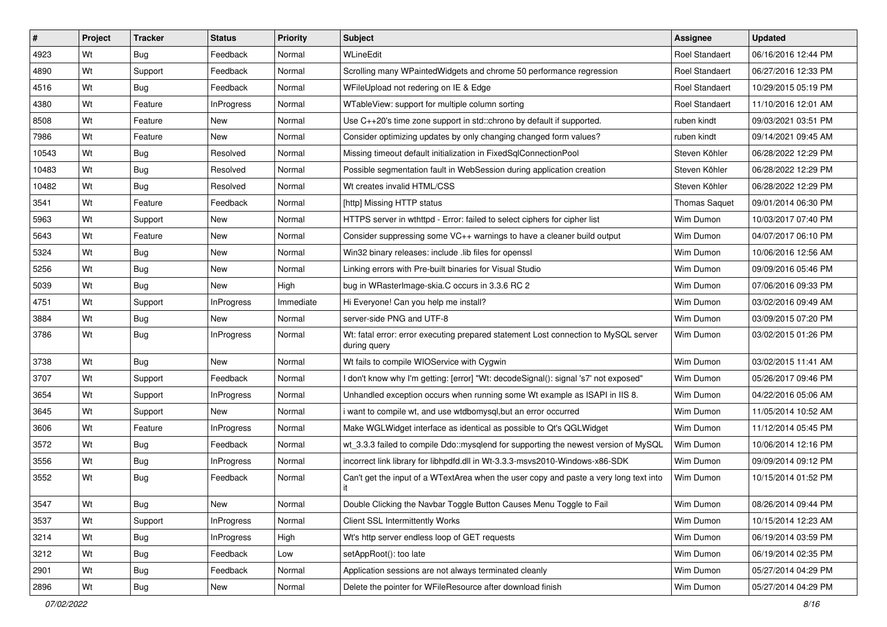| # | Project | Tracker | Status | Priority | Subject | Assignee | Updated |
|---|---|---|---|---|---|---|---|
| 4923 | Wt | Bug | Feedback | Normal | WLineEdit | Roel Standaert | 06/16/2016 12:44 PM |
| 4890 | Wt | Support | Feedback | Normal | Scrolling many WPaintedWidgets and chrome 50 performance regression | Roel Standaert | 06/27/2016 12:33 PM |
| 4516 | Wt | Bug | Feedback | Normal | WFileUpload not redering on IE & Edge | Roel Standaert | 10/29/2015 05:19 PM |
| 4380 | Wt | Feature | InProgress | Normal | WTableView: support for multiple column sorting | Roel Standaert | 11/10/2016 12:01 AM |
| 8508 | Wt | Feature | New | Normal | Use C++20's time zone support in std::chrono by default if supported. | ruben kindt | 09/03/2021 03:51 PM |
| 7986 | Wt | Feature | New | Normal | Consider optimizing updates by only changing changed form values? | ruben kindt | 09/14/2021 09:45 AM |
| 10543 | Wt | Bug | Resolved | Normal | Missing timeout default initialization in FixedSqlConnectionPool | Steven Köhler | 06/28/2022 12:29 PM |
| 10483 | Wt | Bug | Resolved | Normal | Possible segmentation fault in WebSession during application creation | Steven Köhler | 06/28/2022 12:29 PM |
| 10482 | Wt | Bug | Resolved | Normal | Wt creates invalid HTML/CSS | Steven Köhler | 06/28/2022 12:29 PM |
| 3541 | Wt | Feature | Feedback | Normal | [http] Missing HTTP status | Thomas Saquet | 09/01/2014 06:30 PM |
| 5963 | Wt | Support | New | Normal | HTTPS server in wthttpd - Error: failed to select ciphers for cipher list | Wim Dumon | 10/03/2017 07:40 PM |
| 5643 | Wt | Feature | New | Normal | Consider suppressing some VC++ warnings to have a cleaner build output | Wim Dumon | 04/07/2017 06:10 PM |
| 5324 | Wt | Bug | New | Normal | Win32 binary releases: include .lib files for openssl | Wim Dumon | 10/06/2016 12:56 AM |
| 5256 | Wt | Bug | New | Normal | Linking errors with Pre-built binaries for Visual Studio | Wim Dumon | 09/09/2016 05:46 PM |
| 5039 | Wt | Bug | New | High | bug in WRasterImage-skia.C occurs in 3.3.6 RC 2 | Wim Dumon | 07/06/2016 09:33 PM |
| 4751 | Wt | Support | InProgress | Immediate | Hi Everyone! Can you help me install? | Wim Dumon | 03/02/2016 09:49 AM |
| 3884 | Wt | Bug | New | Normal | server-side PNG and UTF-8 | Wim Dumon | 03/09/2015 07:20 PM |
| 3786 | Wt | Bug | InProgress | Normal | Wt: fatal error: error executing prepared statement Lost connection to MySQL server during query | Wim Dumon | 03/02/2015 01:26 PM |
| 3738 | Wt | Bug | New | Normal | Wt fails to compile WIOService with Cygwin | Wim Dumon | 03/02/2015 11:41 AM |
| 3707 | Wt | Support | Feedback | Normal | I don't know why I'm getting: [error] "Wt: decodeSignal(): signal 's7' not exposed" | Wim Dumon | 05/26/2017 09:46 PM |
| 3654 | Wt | Support | InProgress | Normal | Unhandled exception occurs when running some Wt example as ISAPI in IIS 8. | Wim Dumon | 04/22/2016 05:06 AM |
| 3645 | Wt | Support | New | Normal | i want to compile wt, and use wtdbomysql,but an error occurred | Wim Dumon | 11/05/2014 10:52 AM |
| 3606 | Wt | Feature | InProgress | Normal | Make WGLWidget interface as identical as possible to Qt's QGLWidget | Wim Dumon | 11/12/2014 05:45 PM |
| 3572 | Wt | Bug | Feedback | Normal | wt_3.3.3 failed to compile Ddo::mysqlend for supporting the newest version of MySQL | Wim Dumon | 10/06/2014 12:16 PM |
| 3556 | Wt | Bug | InProgress | Normal | incorrect link library for libhpdfd.dll in Wt-3.3.3-msvs2010-Windows-x86-SDK | Wim Dumon | 09/09/2014 09:12 PM |
| 3552 | Wt | Bug | Feedback | Normal | Can't get the input of a WTextArea when the user copy and paste a very long text into it | Wim Dumon | 10/15/2014 01:52 PM |
| 3547 | Wt | Bug | New | Normal | Double Clicking the Navbar Toggle Button Causes Menu Toggle to Fail | Wim Dumon | 08/26/2014 09:44 PM |
| 3537 | Wt | Support | InProgress | Normal | Client SSL Intermittently Works | Wim Dumon | 10/15/2014 12:23 AM |
| 3214 | Wt | Bug | InProgress | High | Wt's http server endless loop of GET requests | Wim Dumon | 06/19/2014 03:59 PM |
| 3212 | Wt | Bug | Feedback | Low | setAppRoot(): too late | Wim Dumon | 06/19/2014 02:35 PM |
| 2901 | Wt | Bug | Feedback | Normal | Application sessions are not always terminated cleanly | Wim Dumon | 05/27/2014 04:29 PM |
| 2896 | Wt | Bug | New | Normal | Delete the pointer for WFileResource after download finish | Wim Dumon | 05/27/2014 04:29 PM |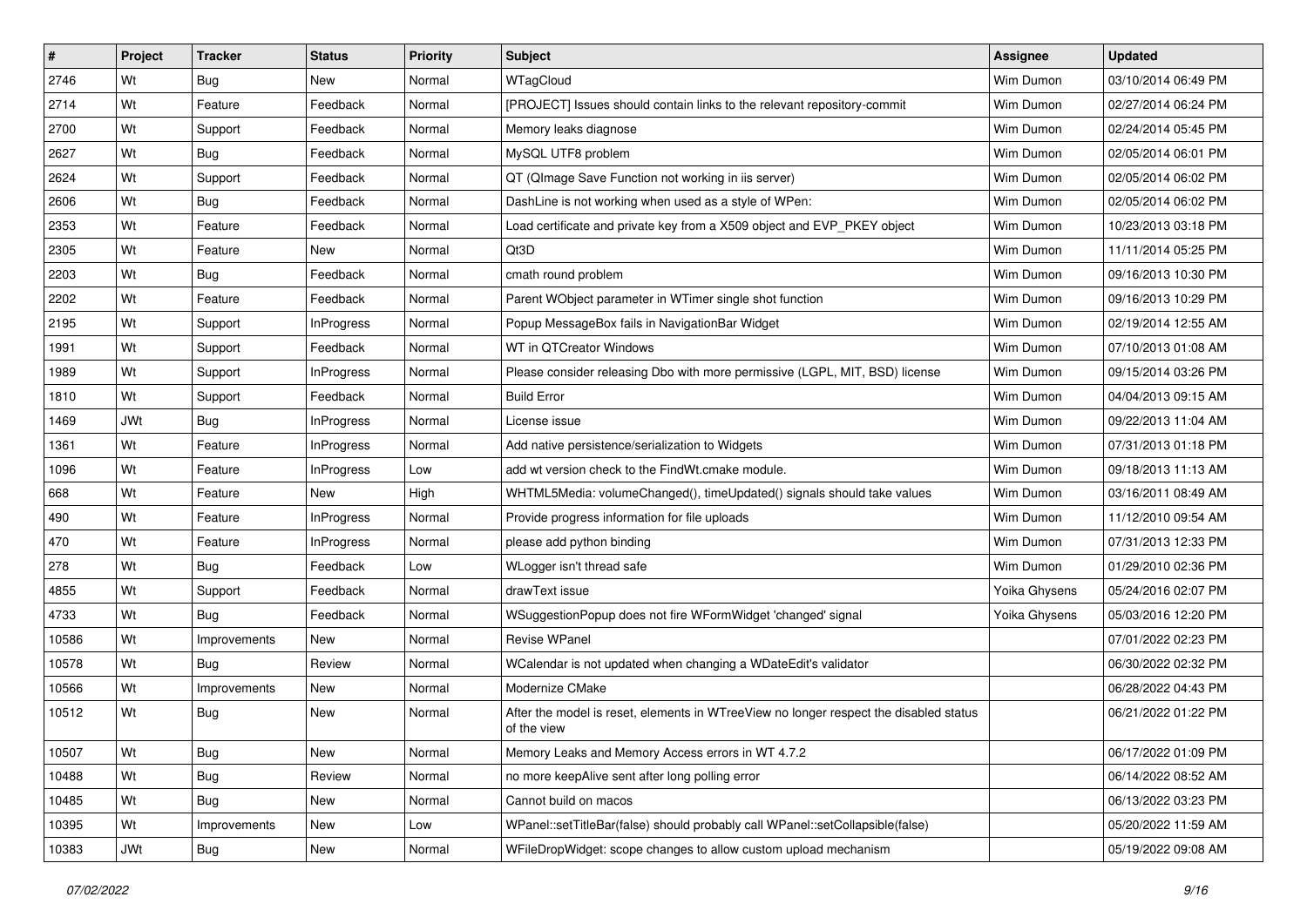| # | Project | Tracker | Status | Priority | Subject | Assignee | Updated |
|---|---|---|---|---|---|---|---|
| 2746 | Wt | Bug | New | Normal | WTagCloud | Wim Dumon | 03/10/2014 06:49 PM |
| 2714 | Wt | Feature | Feedback | Normal | [PROJECT] Issues should contain links to the relevant repository-commit | Wim Dumon | 02/27/2014 06:24 PM |
| 2700 | Wt | Support | Feedback | Normal | Memory leaks diagnose | Wim Dumon | 02/24/2014 05:45 PM |
| 2627 | Wt | Bug | Feedback | Normal | MySQL UTF8 problem | Wim Dumon | 02/05/2014 06:01 PM |
| 2624 | Wt | Support | Feedback | Normal | QT (QImage Save Function not working in iis server) | Wim Dumon | 02/05/2014 06:02 PM |
| 2606 | Wt | Bug | Feedback | Normal | DashLine is not working when used as a style of WPen: | Wim Dumon | 02/05/2014 06:02 PM |
| 2353 | Wt | Feature | Feedback | Normal | Load certificate and private key from a X509 object and EVP_PKEY object | Wim Dumon | 10/23/2013 03:18 PM |
| 2305 | Wt | Feature | New | Normal | Qt3D | Wim Dumon | 11/11/2014 05:25 PM |
| 2203 | Wt | Bug | Feedback | Normal | cmath round problem | Wim Dumon | 09/16/2013 10:30 PM |
| 2202 | Wt | Feature | Feedback | Normal | Parent WObject parameter in WTimer single shot function | Wim Dumon | 09/16/2013 10:29 PM |
| 2195 | Wt | Support | InProgress | Normal | Popup MessageBox fails in NavigationBar Widget | Wim Dumon | 02/19/2014 12:55 AM |
| 1991 | Wt | Support | Feedback | Normal | WT in QTCreator Windows | Wim Dumon | 07/10/2013 01:08 AM |
| 1989 | Wt | Support | InProgress | Normal | Please consider releasing Dbo with more permissive (LGPL, MIT, BSD) license | Wim Dumon | 09/15/2014 03:26 PM |
| 1810 | Wt | Support | Feedback | Normal | Build Error | Wim Dumon | 04/04/2013 09:15 AM |
| 1469 | JWt | Bug | InProgress | Normal | License issue | Wim Dumon | 09/22/2013 11:04 AM |
| 1361 | Wt | Feature | InProgress | Normal | Add native persistence/serialization to Widgets | Wim Dumon | 07/31/2013 01:18 PM |
| 1096 | Wt | Feature | InProgress | Low | add wt version check to the FindWt.cmake module. | Wim Dumon | 09/18/2013 11:13 AM |
| 668 | Wt | Feature | New | High | WHTML5Media: volumeChanged(), timeUpdated() signals should take values | Wim Dumon | 03/16/2011 08:49 AM |
| 490 | Wt | Feature | InProgress | Normal | Provide progress information for file uploads | Wim Dumon | 11/12/2010 09:54 AM |
| 470 | Wt | Feature | InProgress | Normal | please add python binding | Wim Dumon | 07/31/2013 12:33 PM |
| 278 | Wt | Bug | Feedback | Low | WLogger isn't thread safe | Wim Dumon | 01/29/2010 02:36 PM |
| 4855 | Wt | Support | Feedback | Normal | drawText issue | Yoika Ghysens | 05/24/2016 02:07 PM |
| 4733 | Wt | Bug | Feedback | Normal | WSuggestionPopup does not fire WFormWidget 'changed' signal | Yoika Ghysens | 05/03/2016 12:20 PM |
| 10586 | Wt | Improvements | New | Normal | Revise WPanel | | 07/01/2022 02:23 PM |
| 10578 | Wt | Bug | Review | Normal | WCalendar is not updated when changing a WDateEdit's validator | | 06/30/2022 02:32 PM |
| 10566 | Wt | Improvements | New | Normal | Modernize CMake | | 06/28/2022 04:43 PM |
| 10512 | Wt | Bug | New | Normal | After the model is reset, elements in WTreeView no longer respect the disabled status of the view | | 06/21/2022 01:22 PM |
| 10507 | Wt | Bug | New | Normal | Memory Leaks and Memory Access errors in WT 4.7.2 | | 06/17/2022 01:09 PM |
| 10488 | Wt | Bug | Review | Normal | no more keepAlive sent after long polling error | | 06/14/2022 08:52 AM |
| 10485 | Wt | Bug | New | Normal | Cannot build on macos | | 06/13/2022 03:23 PM |
| 10395 | Wt | Improvements | New | Low | WPanel::setTitleBar(false) should probably call WPanel::setCollapsible(false) | | 05/20/2022 11:59 AM |
| 10383 | JWt | Bug | New | Normal | WFileDropWidget: scope changes to allow custom upload mechanism | | 05/19/2022 09:08 AM |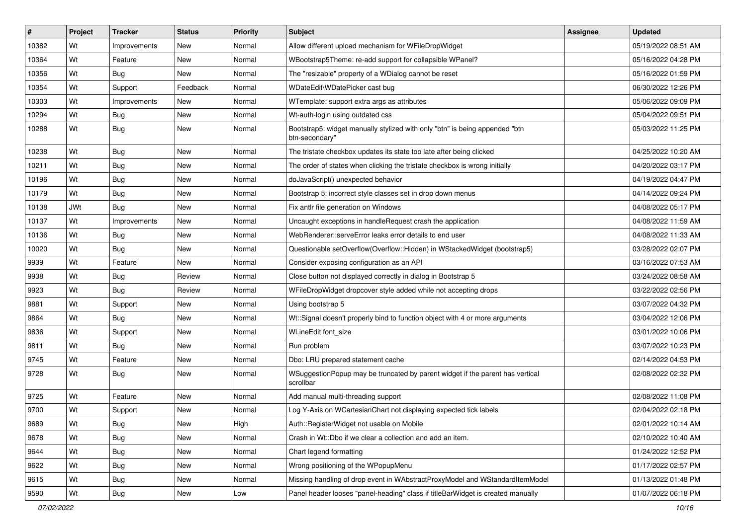| # | Project | Tracker | Status | Priority | Subject | Assignee | Updated |
|---|---|---|---|---|---|---|---|
| 10382 | Wt | Improvements | New | Normal | Allow different upload mechanism for WFileDropWidget | | 05/19/2022 08:51 AM |
| 10364 | Wt | Feature | New | Normal | WBootstrap5Theme: re-add support for collapsible WPanel? | | 05/16/2022 04:28 PM |
| 10356 | Wt | Bug | New | Normal | The "resizable" property of a WDialog cannot be reset | | 05/16/2022 01:59 PM |
| 10354 | Wt | Support | Feedback | Normal | WDateEdit\WDatePicker cast bug | | 06/30/2022 12:26 PM |
| 10303 | Wt | Improvements | New | Normal | WTemplate: support extra args as attributes | | 05/06/2022 09:09 PM |
| 10294 | Wt | Bug | New | Normal | Wt-auth-login using outdated css | | 05/04/2022 09:51 PM |
| 10288 | Wt | Bug | New | Normal | Bootstrap5: widget manually stylized with only "btn" is being appended "btn btn-secondary" | | 05/03/2022 11:25 PM |
| 10238 | Wt | Bug | New | Normal | The tristate checkbox updates its state too late after being clicked | | 04/25/2022 10:20 AM |
| 10211 | Wt | Bug | New | Normal | The order of states when clicking the tristate checkbox is wrong initially | | 04/20/2022 03:17 PM |
| 10196 | Wt | Bug | New | Normal | doJavaScript() unexpected behavior | | 04/19/2022 04:47 PM |
| 10179 | Wt | Bug | New | Normal | Bootstrap 5: incorrect style classes set in drop down menus | | 04/14/2022 09:24 PM |
| 10138 | JWt | Bug | New | Normal | Fix antlr file generation on Windows | | 04/08/2022 05:17 PM |
| 10137 | Wt | Improvements | New | Normal | Uncaught exceptions in handleRequest crash the application | | 04/08/2022 11:59 AM |
| 10136 | Wt | Bug | New | Normal | WebRenderer::serveError leaks error details to end user | | 04/08/2022 11:33 AM |
| 10020 | Wt | Bug | New | Normal | Questionable setOverflow(Overflow::Hidden) in WStackedWidget (bootstrap5) | | 03/28/2022 02:07 PM |
| 9939 | Wt | Feature | New | Normal | Consider exposing configuration as an API | | 03/16/2022 07:53 AM |
| 9938 | Wt | Bug | Review | Normal | Close button not displayed correctly in dialog in Bootstrap 5 | | 03/24/2022 08:58 AM |
| 9923 | Wt | Bug | Review | Normal | WFileDropWidget dropcover style added while not accepting drops | | 03/22/2022 02:56 PM |
| 9881 | Wt | Support | New | Normal | Using bootstrap 5 | | 03/07/2022 04:32 PM |
| 9864 | Wt | Bug | New | Normal | Wt::Signal doesn't properly bind to function object with 4 or more arguments | | 03/04/2022 12:06 PM |
| 9836 | Wt | Support | New | Normal | WLineEdit font_size | | 03/01/2022 10:06 PM |
| 9811 | Wt | Bug | New | Normal | Run problem | | 03/07/2022 10:23 PM |
| 9745 | Wt | Feature | New | Normal | Dbo: LRU prepared statement cache | | 02/14/2022 04:53 PM |
| 9728 | Wt | Bug | New | Normal | WSuggestionPopup may be truncated by parent widget if the parent has vertical scrollbar | | 02/08/2022 02:32 PM |
| 9725 | Wt | Feature | New | Normal | Add manual multi-threading support | | 02/08/2022 11:08 PM |
| 9700 | Wt | Support | New | Normal | Log Y-Axis on WCartesianChart not displaying expected tick labels | | 02/04/2022 02:18 PM |
| 9689 | Wt | Bug | New | High | Auth::RegisterWidget not usable on Mobile | | 02/01/2022 10:14 AM |
| 9678 | Wt | Bug | New | Normal | Crash in Wt::Dbo if we clear a collection and add an item. | | 02/10/2022 10:40 AM |
| 9644 | Wt | Bug | New | Normal | Chart legend formatting | | 01/24/2022 12:52 PM |
| 9622 | Wt | Bug | New | Normal | Wrong positioning of the WPopupMenu | | 01/17/2022 02:57 PM |
| 9615 | Wt | Bug | New | Normal | Missing handling of drop event in WAbstractProxyModel and WStandardItemModel | | 01/13/2022 01:48 PM |
| 9590 | Wt | Bug | New | Low | Panel header looses "panel-heading" class if titleBarWidget is created manually | | 01/07/2022 06:18 PM |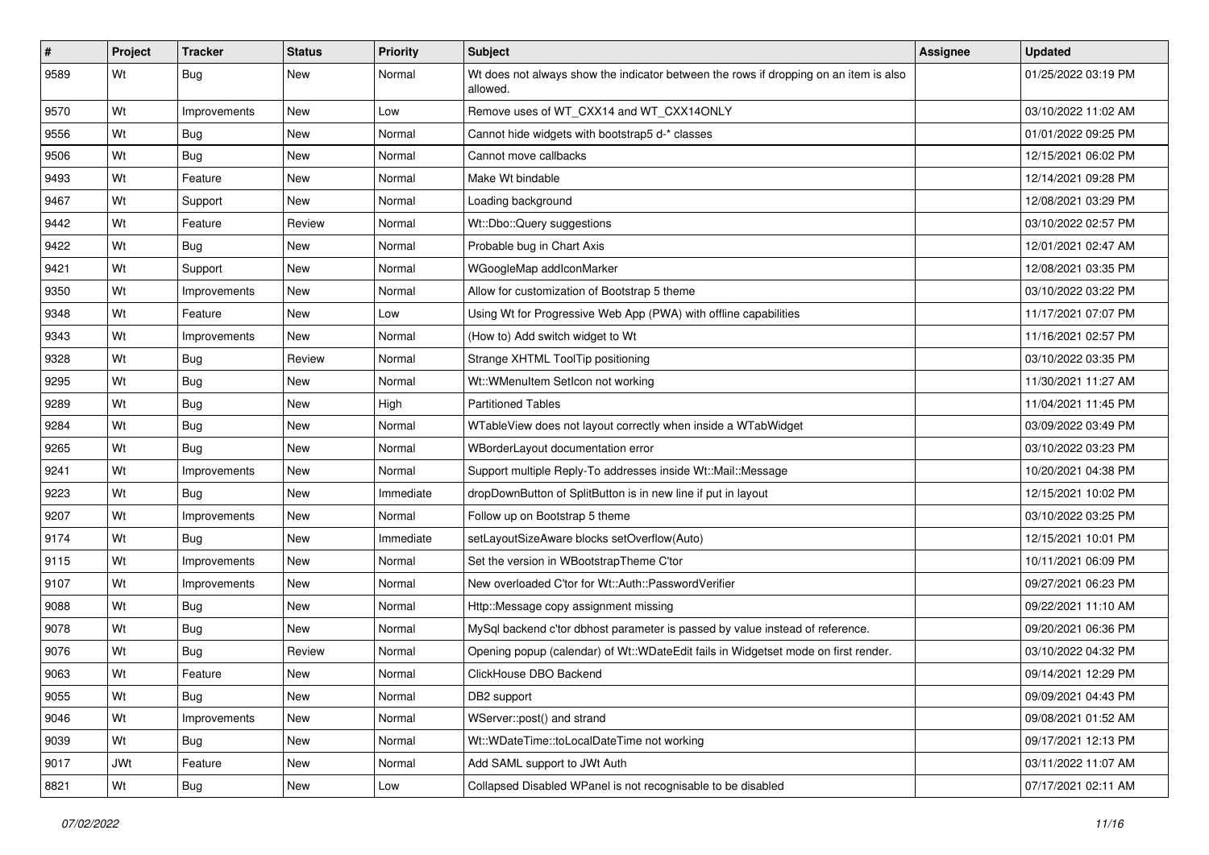| # | Project | Tracker | Status | Priority | Subject | Assignee | Updated |
|---|---|---|---|---|---|---|---|
| 9589 | Wt | Bug | New | Normal | Wt does not always show the indicator between the rows if dropping on an item is also allowed. | | 01/25/2022 03:19 PM |
| 9570 | Wt | Improvements | New | Low | Remove uses of WT_CXX14 and WT_CXX14ONLY | | 03/10/2022 11:02 AM |
| 9556 | Wt | Bug | New | Normal | Cannot hide widgets with bootstrap5 d-* classes | | 01/01/2022 09:25 PM |
| 9506 | Wt | Bug | New | Normal | Cannot move callbacks | | 12/15/2021 06:02 PM |
| 9493 | Wt | Feature | New | Normal | Make Wt bindable | | 12/14/2021 09:28 PM |
| 9467 | Wt | Support | New | Normal | Loading background | | 12/08/2021 03:29 PM |
| 9442 | Wt | Feature | Review | Normal | Wt::Dbo::Query suggestions | | 03/10/2022 02:57 PM |
| 9422 | Wt | Bug | New | Normal | Probable bug in Chart Axis | | 12/01/2021 02:47 AM |
| 9421 | Wt | Support | New | Normal | WGoogleMap addIconMarker | | 12/08/2021 03:35 PM |
| 9350 | Wt | Improvements | New | Normal | Allow for customization of Bootstrap 5 theme | | 03/10/2022 03:22 PM |
| 9348 | Wt | Feature | New | Low | Using Wt for Progressive Web App (PWA) with offline capabilities | | 11/17/2021 07:07 PM |
| 9343 | Wt | Improvements | New | Normal | (How to) Add switch widget to Wt | | 11/16/2021 02:57 PM |
| 9328 | Wt | Bug | Review | Normal | Strange XHTML ToolTip positioning | | 03/10/2022 03:35 PM |
| 9295 | Wt | Bug | New | Normal | Wt::WMenuItem SetIcon not working | | 11/30/2021 11:27 AM |
| 9289 | Wt | Bug | New | High | Partitioned Tables | | 11/04/2021 11:45 PM |
| 9284 | Wt | Bug | New | Normal | WTableView does not layout correctly when inside a WTabWidget | | 03/09/2022 03:49 PM |
| 9265 | Wt | Bug | New | Normal | WBorderLayout documentation error | | 03/10/2022 03:23 PM |
| 9241 | Wt | Improvements | New | Normal | Support multiple Reply-To addresses inside Wt::Mail::Message | | 10/20/2021 04:38 PM |
| 9223 | Wt | Bug | New | Immediate | dropDownButton of SplitButton is in new line if put in layout | | 12/15/2021 10:02 PM |
| 9207 | Wt | Improvements | New | Normal | Follow up on Bootstrap 5 theme | | 03/10/2022 03:25 PM |
| 9174 | Wt | Bug | New | Immediate | setLayoutSizeAware blocks setOverflow(Auto) | | 12/15/2021 10:01 PM |
| 9115 | Wt | Improvements | New | Normal | Set the version in WBootstrapTheme C'tor | | 10/11/2021 06:09 PM |
| 9107 | Wt | Improvements | New | Normal | New overloaded C'tor for Wt::Auth::PasswordVerifier | | 09/27/2021 06:23 PM |
| 9088 | Wt | Bug | New | Normal | Http::Message copy assignment missing | | 09/22/2021 11:10 AM |
| 9078 | Wt | Bug | New | Normal | MySql backend c'tor dbhost parameter is passed by value instead of reference. | | 09/20/2021 06:36 PM |
| 9076 | Wt | Bug | Review | Normal | Opening popup (calendar) of Wt::WDateEdit fails in Widgetset mode on first render. | | 03/10/2022 04:32 PM |
| 9063 | Wt | Feature | New | Normal | ClickHouse DBO Backend | | 09/14/2021 12:29 PM |
| 9055 | Wt | Bug | New | Normal | DB2 support | | 09/09/2021 04:43 PM |
| 9046 | Wt | Improvements | New | Normal | WServer::post() and strand | | 09/08/2021 01:52 AM |
| 9039 | Wt | Bug | New | Normal | Wt::WDateTime::toLocalDateTime not working | | 09/17/2021 12:13 PM |
| 9017 | JWt | Feature | New | Normal | Add SAML support to JWt Auth | | 03/11/2022 11:07 AM |
| 8821 | Wt | Bug | New | Low | Collapsed Disabled WPanel is not recognisable to be disabled | | 07/17/2021 02:11 AM |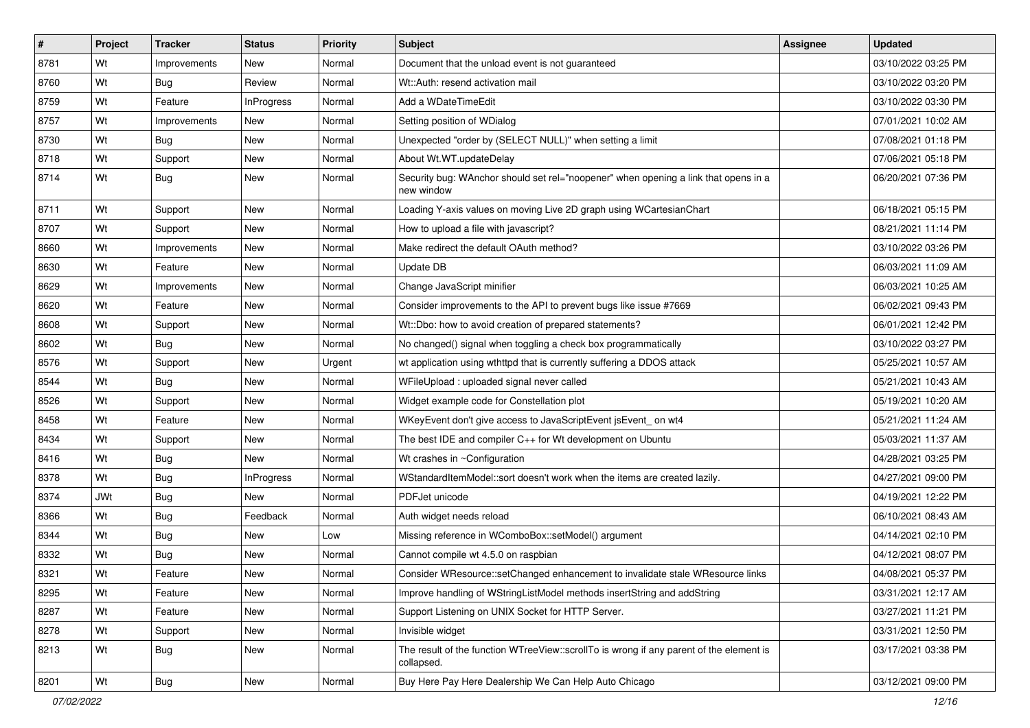| # | Project | Tracker | Status | Priority | Subject | Assignee | Updated |
|---|---|---|---|---|---|---|---|
| 8781 | Wt | Improvements | New | Normal | Document that the unload event is not guaranteed | | 03/10/2022 03:25 PM |
| 8760 | Wt | Bug | Review | Normal | Wt::Auth: resend activation mail | | 03/10/2022 03:20 PM |
| 8759 | Wt | Feature | InProgress | Normal | Add a WDateTimeEdit | | 03/10/2022 03:30 PM |
| 8757 | Wt | Improvements | New | Normal | Setting position of WDialog | | 07/01/2021 10:02 AM |
| 8730 | Wt | Bug | New | Normal | Unexpected "order by (SELECT NULL)" when setting a limit | | 07/08/2021 01:18 PM |
| 8718 | Wt | Support | New | Normal | About Wt.WT.updateDelay | | 07/06/2021 05:18 PM |
| 8714 | Wt | Bug | New | Normal | Security bug: WAnchor should set rel="noopener" when opening a link that opens in a new window | | 06/20/2021 07:36 PM |
| 8711 | Wt | Support | New | Normal | Loading Y-axis values on moving Live 2D graph using WCartesianChart | | 06/18/2021 05:15 PM |
| 8707 | Wt | Support | New | Normal | How to upload a file with javascript? | | 08/21/2021 11:14 PM |
| 8660 | Wt | Improvements | New | Normal | Make redirect the default OAuth method? | | 03/10/2022 03:26 PM |
| 8630 | Wt | Feature | New | Normal | Update DB | | 06/03/2021 11:09 AM |
| 8629 | Wt | Improvements | New | Normal | Change JavaScript minifier | | 06/03/2021 10:25 AM |
| 8620 | Wt | Feature | New | Normal | Consider improvements to the API to prevent bugs like issue #7669 | | 06/02/2021 09:43 PM |
| 8608 | Wt | Support | New | Normal | Wt::Dbo: how to avoid creation of prepared statements? | | 06/01/2021 12:42 PM |
| 8602 | Wt | Bug | New | Normal | No changed() signal when toggling a check box programmatically | | 03/10/2022 03:27 PM |
| 8576 | Wt | Support | New | Urgent | wt application using wthttpd that is currently suffering a DDOS attack | | 05/25/2021 10:57 AM |
| 8544 | Wt | Bug | New | Normal | WFileUpload : uploaded signal never called | | 05/21/2021 10:43 AM |
| 8526 | Wt | Support | New | Normal | Widget example code for Constellation plot | | 05/19/2021 10:20 AM |
| 8458 | Wt | Feature | New | Normal | WKeyEvent don't give access to JavaScriptEvent jsEvent_ on wt4 | | 05/21/2021 11:24 AM |
| 8434 | Wt | Support | New | Normal | The best IDE and compiler C++ for Wt development on Ubuntu | | 05/03/2021 11:37 AM |
| 8416 | Wt | Bug | New | Normal | Wt crashes in ~Configuration | | 04/28/2021 03:25 PM |
| 8378 | Wt | Bug | InProgress | Normal | WStandardItemModel::sort doesn't work when the items are created lazily. | | 04/27/2021 09:00 PM |
| 8374 | JWt | Bug | New | Normal | PDFJet unicode | | 04/19/2021 12:22 PM |
| 8366 | Wt | Bug | Feedback | Normal | Auth widget needs reload | | 06/10/2021 08:43 AM |
| 8344 | Wt | Bug | New | Low | Missing reference in WComboBox::setModel() argument | | 04/14/2021 02:10 PM |
| 8332 | Wt | Bug | New | Normal | Cannot compile wt 4.5.0 on raspbian | | 04/12/2021 08:07 PM |
| 8321 | Wt | Feature | New | Normal | Consider WResource::setChanged enhancement to invalidate stale WResource links | | 04/08/2021 05:37 PM |
| 8295 | Wt | Feature | New | Normal | Improve handling of WStringListModel methods insertString and addString | | 03/31/2021 12:17 AM |
| 8287 | Wt | Feature | New | Normal | Support Listening on UNIX Socket for HTTP Server. | | 03/27/2021 11:21 PM |
| 8278 | Wt | Support | New | Normal | Invisible widget | | 03/31/2021 12:50 PM |
| 8213 | Wt | Bug | New | Normal | The result of the function WTreeView::scrollTo is wrong if any parent of the element is collapsed. | | 03/17/2021 03:38 PM |
| 8201 | Wt | Bug | New | Normal | Buy Here Pay Here Dealership We Can Help Auto Chicago | | 03/12/2021 09:00 PM |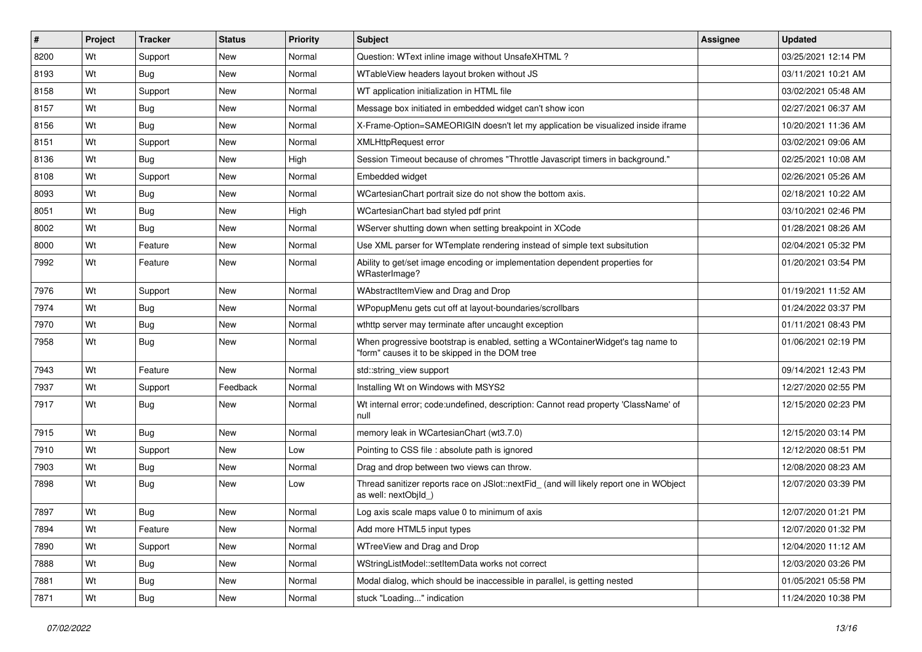| # | Project | Tracker | Status | Priority | Subject | Assignee | Updated |
|---|---|---|---|---|---|---|---|
| 8200 | Wt | Support | New | Normal | Question: WText inline image without UnsafeXHTML ? | | 03/25/2021 12:14 PM |
| 8193 | Wt | Bug | New | Normal | WTableView headers layout broken without JS | | 03/11/2021 10:21 AM |
| 8158 | Wt | Support | New | Normal | WT application initialization in HTML file | | 03/02/2021 05:48 AM |
| 8157 | Wt | Bug | New | Normal | Message box initiated in embedded widget can't show icon | | 02/27/2021 06:37 AM |
| 8156 | Wt | Bug | New | Normal | X-Frame-Option=SAMEORIGIN doesn't let my application be visualized inside iframe | | 10/20/2021 11:36 AM |
| 8151 | Wt | Support | New | Normal | XMLHttpRequest error | | 03/02/2021 09:06 AM |
| 8136 | Wt | Bug | New | High | Session Timeout because of chromes "Throttle Javascript timers in background." | | 02/25/2021 10:08 AM |
| 8108 | Wt | Support | New | Normal | Embedded widget | | 02/26/2021 05:26 AM |
| 8093 | Wt | Bug | New | Normal | WCartesianChart portrait size do not show the bottom axis. | | 02/18/2021 10:22 AM |
| 8051 | Wt | Bug | New | High | WCartesianChart bad styled pdf print | | 03/10/2021 02:46 PM |
| 8002 | Wt | Bug | New | Normal | WServer shutting down when setting breakpoint in XCode | | 01/28/2021 08:26 AM |
| 8000 | Wt | Feature | New | Normal | Use XML parser for WTemplate rendering instead of simple text subsitution | | 02/04/2021 05:32 PM |
| 7992 | Wt | Feature | New | Normal | Ability to get/set image encoding or implementation dependent properties for WRasterImage? | | 01/20/2021 03:54 PM |
| 7976 | Wt | Support | New | Normal | WAbstractItemView and Drag and Drop | | 01/19/2021 11:52 AM |
| 7974 | Wt | Bug | New | Normal | WPopupMenu gets cut off at layout-boundaries/scrollbars | | 01/24/2022 03:37 PM |
| 7970 | Wt | Bug | New | Normal | wthttp server may terminate after uncaught exception | | 01/11/2021 08:43 PM |
| 7958 | Wt | Bug | New | Normal | When progressive bootstrap is enabled, setting a WContainerWidget's tag name to "form" causes it to be skipped in the DOM tree | | 01/06/2021 02:19 PM |
| 7943 | Wt | Feature | New | Normal | std::string_view support | | 09/14/2021 12:43 PM |
| 7937 | Wt | Support | Feedback | Normal | Installing Wt on Windows with MSYS2 | | 12/27/2020 02:55 PM |
| 7917 | Wt | Bug | New | Normal | Wt internal error; code:undefined, description: Cannot read property 'ClassName' of null | | 12/15/2020 02:23 PM |
| 7915 | Wt | Bug | New | Normal | memory leak in WCartesianChart (wt3.7.0) | | 12/15/2020 03:14 PM |
| 7910 | Wt | Support | New | Low | Pointing to CSS file : absolute path is ignored | | 12/12/2020 08:51 PM |
| 7903 | Wt | Bug | New | Normal | Drag and drop between two views can throw. | | 12/08/2020 08:23 AM |
| 7898 | Wt | Bug | New | Low | Thread sanitizer reports race on JSlot::nextFid_ (and will likely report one in WObject as well: nextObjId_) | | 12/07/2020 03:39 PM |
| 7897 | Wt | Bug | New | Normal | Log axis scale maps value 0 to minimum of axis | | 12/07/2020 01:21 PM |
| 7894 | Wt | Feature | New | Normal | Add more HTML5 input types | | 12/07/2020 01:32 PM |
| 7890 | Wt | Support | New | Normal | WTreeView and Drag and Drop | | 12/04/2020 11:12 AM |
| 7888 | Wt | Bug | New | Normal | WStringListModel::setItemData works not correct | | 12/03/2020 03:26 PM |
| 7881 | Wt | Bug | New | Normal | Modal dialog, which should be inaccessible in parallel, is getting nested | | 01/05/2021 05:58 PM |
| 7871 | Wt | Bug | New | Normal | stuck "Loading..." indication | | 11/24/2020 10:38 PM |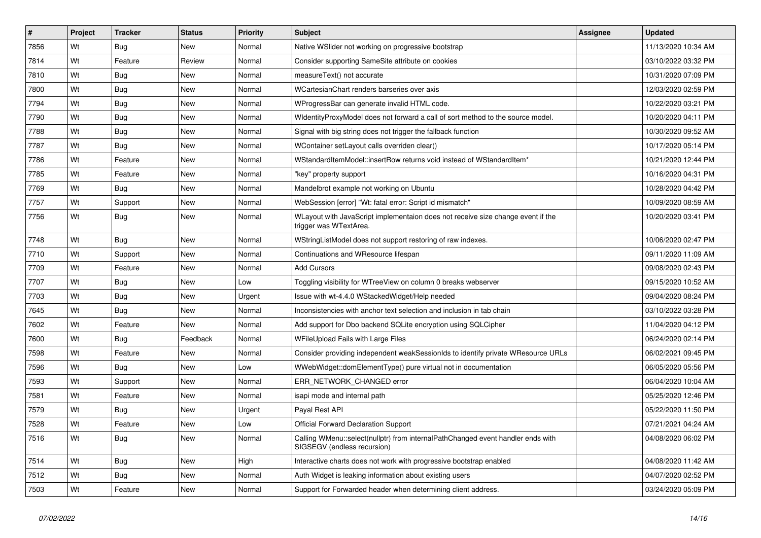| # | Project | Tracker | Status | Priority | Subject | Assignee | Updated |
|---|---|---|---|---|---|---|---|
| 7856 | Wt | Bug | New | Normal | Native WSlider not working on progressive bootstrap | | 11/13/2020 10:34 AM |
| 7814 | Wt | Feature | Review | Normal | Consider supporting SameSite attribute on cookies | | 03/10/2022 03:32 PM |
| 7810 | Wt | Bug | New | Normal | measureText() not accurate | | 10/31/2020 07:09 PM |
| 7800 | Wt | Bug | New | Normal | WCartesianChart renders barseries over axis | | 12/03/2020 02:59 PM |
| 7794 | Wt | Bug | New | Normal | WProgressBar can generate invalid HTML code. | | 10/22/2020 03:21 PM |
| 7790 | Wt | Bug | New | Normal | WIdentityProxyModel does not forward a call of sort method to the source model. | | 10/20/2020 04:11 PM |
| 7788 | Wt | Bug | New | Normal | Signal with big string does not trigger the fallback function | | 10/30/2020 09:52 AM |
| 7787 | Wt | Bug | New | Normal | WContainer setLayout calls overriden clear() | | 10/17/2020 05:14 PM |
| 7786 | Wt | Feature | New | Normal | WStandardItemModel::insertRow returns void instead of WStandardItem* | | 10/21/2020 12:44 PM |
| 7785 | Wt | Feature | New | Normal | "key" property support | | 10/16/2020 04:31 PM |
| 7769 | Wt | Bug | New | Normal | Mandelbrot example not working on Ubuntu | | 10/28/2020 04:42 PM |
| 7757 | Wt | Support | New | Normal | WebSession [error] "Wt: fatal error: Script id mismatch" | | 10/09/2020 08:59 AM |
| 7756 | Wt | Bug | New | Normal | WLayout with JavaScript implementaion does not receive size change event if the trigger was WTextArea. | | 10/20/2020 03:41 PM |
| 7748 | Wt | Bug | New | Normal | WStringListModel does not support restoring of raw indexes. | | 10/06/2020 02:47 PM |
| 7710 | Wt | Support | New | Normal | Continuations and WResource lifespan | | 09/11/2020 11:09 AM |
| 7709 | Wt | Feature | New | Normal | Add Cursors | | 09/08/2020 02:43 PM |
| 7707 | Wt | Bug | New | Low | Toggling visibility for WTreeView on column 0 breaks webserver | | 09/15/2020 10:52 AM |
| 7703 | Wt | Bug | New | Urgent | Issue with wt-4.4.0 WStackedWidget/Help needed | | 09/04/2020 08:24 PM |
| 7645 | Wt | Bug | New | Normal | Inconsistencies with anchor text selection and inclusion in tab chain | | 03/10/2022 03:28 PM |
| 7602 | Wt | Feature | New | Normal | Add support for Dbo backend SQLite encryption using SQLCipher | | 11/04/2020 04:12 PM |
| 7600 | Wt | Bug | Feedback | Normal | WFileUpload Fails with Large Files | | 06/24/2020 02:14 PM |
| 7598 | Wt | Feature | New | Normal | Consider providing independent weakSessionIds to identify private WResource URLs | | 06/02/2021 09:45 PM |
| 7596 | Wt | Bug | New | Low | WWebWidget::domElementType() pure virtual not in documentation | | 06/05/2020 05:56 PM |
| 7593 | Wt | Support | New | Normal | ERR_NETWORK_CHANGED error | | 06/04/2020 10:04 AM |
| 7581 | Wt | Feature | New | Normal | isapi mode and internal path | | 05/25/2020 12:46 PM |
| 7579 | Wt | Bug | New | Urgent | Payal Rest API | | 05/22/2020 11:50 PM |
| 7528 | Wt | Feature | New | Low | Official Forward Declaration Support | | 07/21/2021 04:24 AM |
| 7516 | Wt | Bug | New | Normal | Calling WMenu::select(nullptr) from internalPathChanged event handler ends with SIGSEGV (endless recursion) | | 04/08/2020 06:02 PM |
| 7514 | Wt | Bug | New | High | Interactive charts does not work with progressive bootstrap enabled | | 04/08/2020 11:42 AM |
| 7512 | Wt | Bug | New | Normal | Auth Widget is leaking information about existing users | | 04/07/2020 02:52 PM |
| 7503 | Wt | Feature | New | Normal | Support for Forwarded header when determining client address. | | 03/24/2020 05:09 PM |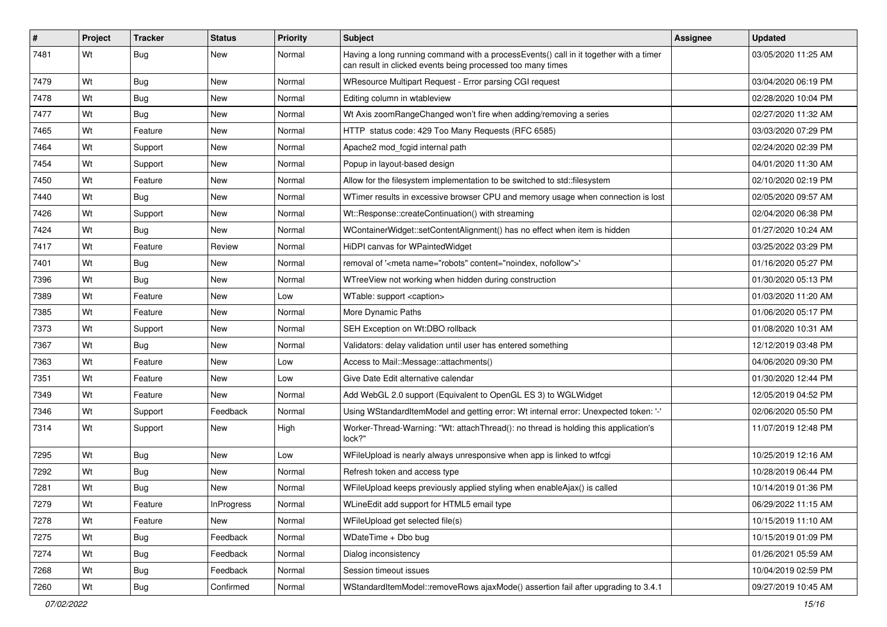| # | Project | Tracker | Status | Priority | Subject | Assignee | Updated |
|---|---|---|---|---|---|---|---|
| 7481 | Wt | Bug | New | Normal | Having a long running command with a processEvents() call in it together with a timer can result in clicked events being processed too many times | | 03/05/2020 11:25 AM |
| 7479 | Wt | Bug | New | Normal | WResource Multipart Request - Error parsing CGI request | | 03/04/2020 06:19 PM |
| 7478 | Wt | Bug | New | Normal | Editing column in wtableview | | 02/28/2020 10:04 PM |
| 7477 | Wt | Bug | New | Normal | Wt Axis zoomRangeChanged won't fire when adding/removing a series | | 02/27/2020 11:32 AM |
| 7465 | Wt | Feature | New | Normal | HTTP status code: 429 Too Many Requests (RFC 6585) | | 03/03/2020 07:29 PM |
| 7464 | Wt | Support | New | Normal | Apache2 mod_fcgid internal path | | 02/24/2020 02:39 PM |
| 7454 | Wt | Support | New | Normal | Popup in layout-based design | | 04/01/2020 11:30 AM |
| 7450 | Wt | Feature | New | Normal | Allow for the filesystem implementation to be switched to std::filesystem | | 02/10/2020 02:19 PM |
| 7440 | Wt | Bug | New | Normal | WTimer results in excessive browser CPU and memory usage when connection is lost | | 02/05/2020 09:57 AM |
| 7426 | Wt | Support | New | Normal | Wt::Response::createContinuation() with streaming | | 02/04/2020 06:38 PM |
| 7424 | Wt | Bug | New | Normal | WContainerWidget::setContentAlignment() has no effect when item is hidden | | 01/27/2020 10:24 AM |
| 7417 | Wt | Feature | Review | Normal | HiDPI canvas for WPaintedWidget | | 03/25/2022 03:29 PM |
| 7401 | Wt | Bug | New | Normal | removal of '<meta name="robots" content="noindex, nofollow">' | | 01/16/2020 05:27 PM |
| 7396 | Wt | Bug | New | Normal | WTreeView not working when hidden during construction | | 01/30/2020 05:13 PM |
| 7389 | Wt | Feature | New | Low | WTable: support <caption> | | 01/03/2020 11:20 AM |
| 7385 | Wt | Feature | New | Normal | More Dynamic Paths | | 01/06/2020 05:17 PM |
| 7373 | Wt | Support | New | Normal | SEH Exception on Wt:DBO rollback | | 01/08/2020 10:31 AM |
| 7367 | Wt | Bug | New | Normal | Validators: delay validation until user has entered something | | 12/12/2019 03:48 PM |
| 7363 | Wt | Feature | New | Low | Access to Mail::Message::attachments() | | 04/06/2020 09:30 PM |
| 7351 | Wt | Feature | New | Low | Give Date Edit alternative calendar | | 01/30/2020 12:44 PM |
| 7349 | Wt | Feature | New | Normal | Add WebGL 2.0 support (Equivalent to OpenGL ES 3) to WGLWidget | | 12/05/2019 04:52 PM |
| 7346 | Wt | Support | Feedback | Normal | Using WStandardItemModel and getting error: Wt internal error: Unexpected token: '-' | | 02/06/2020 05:50 PM |
| 7314 | Wt | Support | New | High | Worker-Thread-Warning: "Wt: attachThread(): no thread is holding this application's lock?" | | 11/07/2019 12:48 PM |
| 7295 | Wt | Bug | New | Low | WFileUpload is nearly always unresponsive when app is linked to wtfcgi | | 10/25/2019 12:16 AM |
| 7292 | Wt | Bug | New | Normal | Refresh token and access type | | 10/28/2019 06:44 PM |
| 7281 | Wt | Bug | New | Normal | WFileUpload keeps previously applied styling when enableAjax() is called | | 10/14/2019 01:36 PM |
| 7279 | Wt | Feature | InProgress | Normal | WLineEdit add support for HTML5 email type | | 06/29/2022 11:15 AM |
| 7278 | Wt | Feature | New | Normal | WFileUpload get selected file(s) | | 10/15/2019 11:10 AM |
| 7275 | Wt | Bug | Feedback | Normal | WDateTime + Dbo bug | | 10/15/2019 01:09 PM |
| 7274 | Wt | Bug | Feedback | Normal | Dialog inconsistency | | 01/26/2021 05:59 AM |
| 7268 | Wt | Bug | Feedback | Normal | Session timeout issues | | 10/04/2019 02:59 PM |
| 7260 | Wt | Bug | Confirmed | Normal | WStandardItemModel::removeRows ajaxMode() assertion fail after upgrading to 3.4.1 | | 09/27/2019 10:45 AM |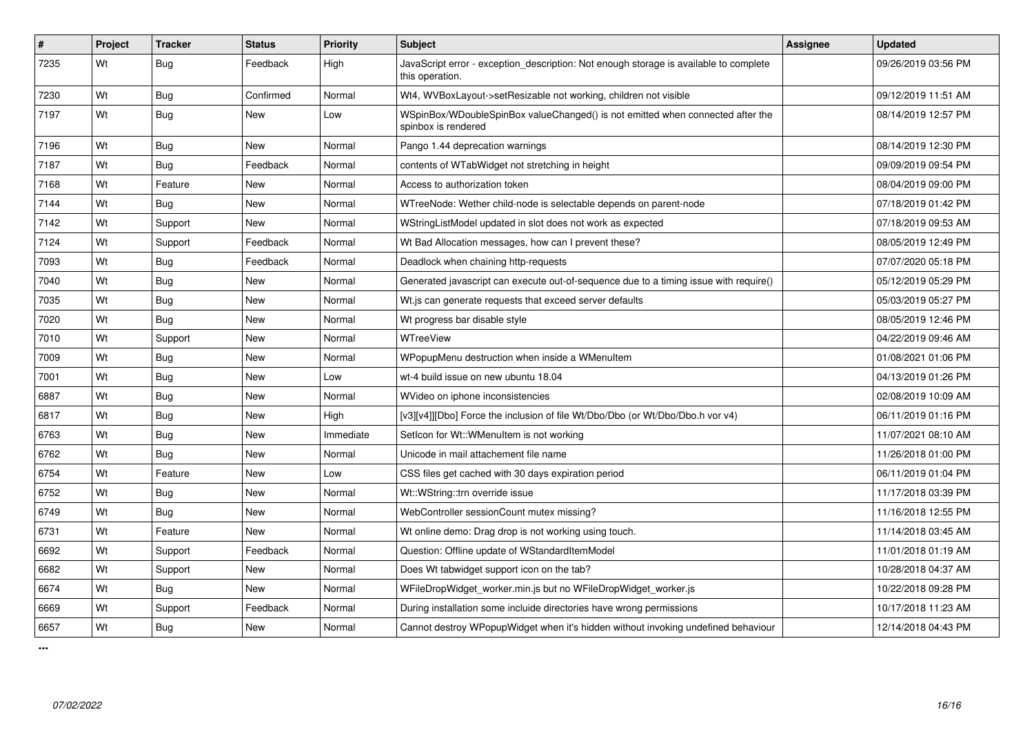| # | Project | Tracker | Status | Priority | Subject | Assignee | Updated |
|---|---|---|---|---|---|---|---|
| 7235 | Wt | Bug | Feedback | High | JavaScript error - exception_description: Not enough storage is available to complete this operation. | | 09/26/2019 03:56 PM |
| 7230 | Wt | Bug | Confirmed | Normal | Wt4, WVBoxLayout->setResizable not working, children not visible | | 09/12/2019 11:51 AM |
| 7197 | Wt | Bug | New | Low | WSpinBox/WDoubleSpinBox valueChanged() is not emitted when connected after the spinbox is rendered | | 08/14/2019 12:57 PM |
| 7196 | Wt | Bug | New | Normal | Pango 1.44 deprecation warnings | | 08/14/2019 12:30 PM |
| 7187 | Wt | Bug | Feedback | Normal | contents of WTabWidget not stretching in height | | 09/09/2019 09:54 PM |
| 7168 | Wt | Feature | New | Normal | Access to authorization token | | 08/04/2019 09:00 PM |
| 7144 | Wt | Bug | New | Normal | WTreeNode: Wether child-node is selectable depends on parent-node | | 07/18/2019 01:42 PM |
| 7142 | Wt | Support | New | Normal | WStringListModel updated in slot does not work as expected | | 07/18/2019 09:53 AM |
| 7124 | Wt | Support | Feedback | Normal | Wt Bad Allocation messages, how can I prevent these? | | 08/05/2019 12:49 PM |
| 7093 | Wt | Bug | Feedback | Normal | Deadlock when chaining http-requests | | 07/07/2020 05:18 PM |
| 7040 | Wt | Bug | New | Normal | Generated javascript can execute out-of-sequence due to a timing issue with require() | | 05/12/2019 05:29 PM |
| 7035 | Wt | Bug | New | Normal | Wt.js can generate requests that exceed server defaults | | 05/03/2019 05:27 PM |
| 7020 | Wt | Bug | New | Normal | Wt progress bar disable style | | 08/05/2019 12:46 PM |
| 7010 | Wt | Support | New | Normal | WTreeView | | 04/22/2019 09:46 AM |
| 7009 | Wt | Bug | New | Normal | WPopupMenu destruction when inside a WMenuItem | | 01/08/2021 01:06 PM |
| 7001 | Wt | Bug | New | Low | wt-4 build issue on new ubuntu 18.04 | | 04/13/2019 01:26 PM |
| 6887 | Wt | Bug | New | Normal | WVideo on iphone inconsistencies | | 02/08/2019 10:09 AM |
| 6817 | Wt | Bug | New | High | [v3][v4]][Dbo] Force the inclusion of file Wt/Dbo/Dbo (or Wt/Dbo/Dbo.h vor v4) | | 06/11/2019 01:16 PM |
| 6763 | Wt | Bug | New | Immediate | SetIcon for Wt::WMenuItem is not working | | 11/07/2021 08:10 AM |
| 6762 | Wt | Bug | New | Normal | Unicode in mail attachement file name | | 11/26/2018 01:00 PM |
| 6754 | Wt | Feature | New | Low | CSS files get cached with 30 days expiration period | | 06/11/2019 01:04 PM |
| 6752 | Wt | Bug | New | Normal | Wt::WString::trn override issue | | 11/17/2018 03:39 PM |
| 6749 | Wt | Bug | New | Normal | WebController sessionCount mutex missing? | | 11/16/2018 12:55 PM |
| 6731 | Wt | Feature | New | Normal | Wt online demo: Drag drop is not working using touch. | | 11/14/2018 03:45 AM |
| 6692 | Wt | Support | Feedback | Normal | Question: Offline update of WStandardItemModel | | 11/01/2018 01:19 AM |
| 6682 | Wt | Support | New | Normal | Does Wt tabwidget support icon on the tab? | | 10/28/2018 04:37 AM |
| 6674 | Wt | Bug | New | Normal | WFileDropWidget_worker.min.js but no WFileDropWidget_worker.js | | 10/22/2018 09:28 PM |
| 6669 | Wt | Support | Feedback | Normal | During installation some incluide directories have wrong permissions | | 10/17/2018 11:23 AM |
| 6657 | Wt | Bug | New | Normal | Cannot destroy WPopupWidget when it's hidden without invoking undefined behaviour | | 12/14/2018 04:43 PM |

...